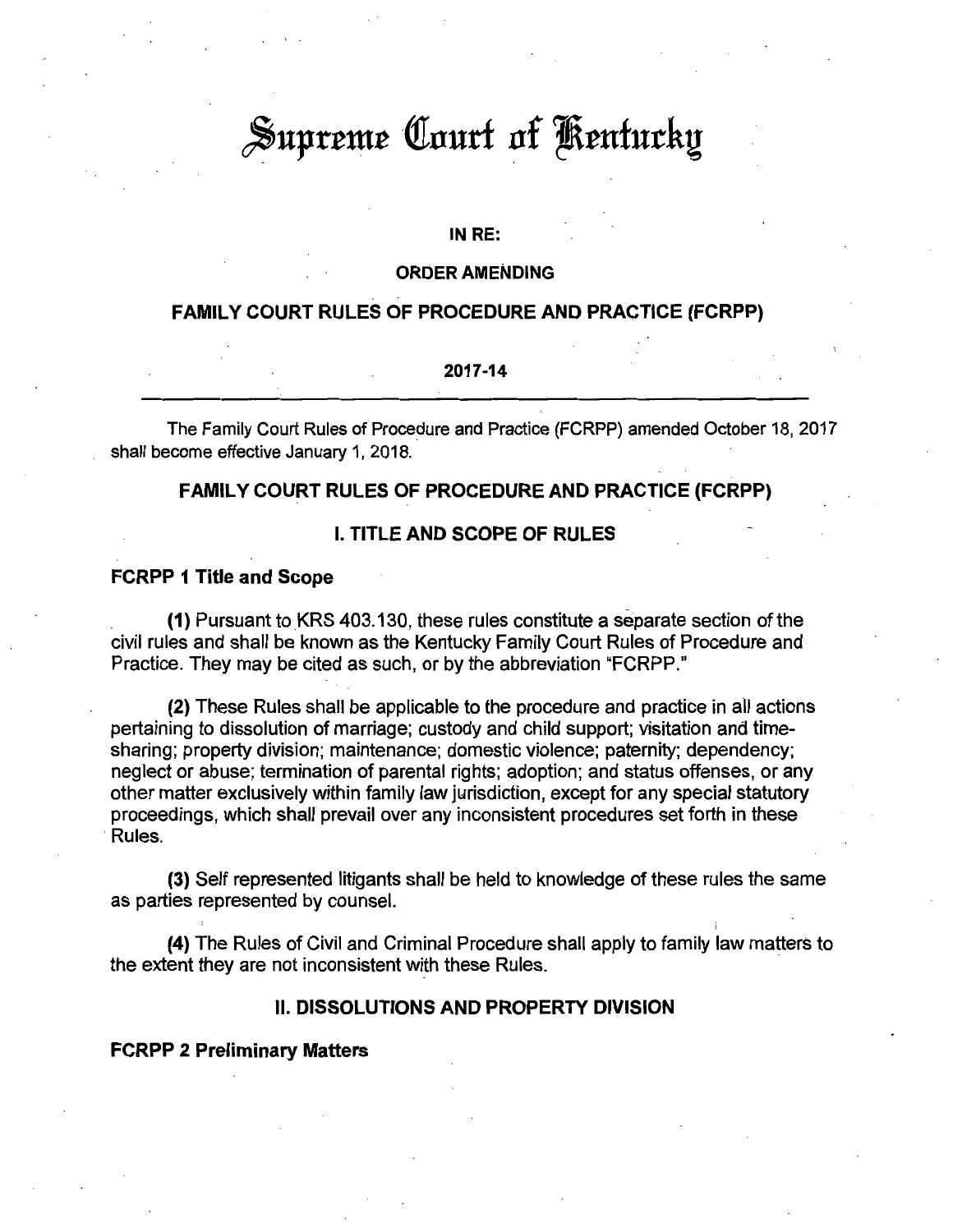# Supreme Court of Kentucky

**IN RE:**

**ORDER AMENDING**

**FAMILY COURT RULES OF PROCEDURE AND PRACTICE (FCRPP)**

**2017-14**

---

The Family Court Rules of Procedure and Practice (FCRPP) amended October 18, 2017 shall become effective January 1, 2018.

## FAMILY COURT RULES OF PROCEDURE AND PRACTICE (FCRPP)

## I. TITLE AND SCOPE OF RULES

### FCRPP 1 Title and Scope

**(1)** Pursuant to KRS 403.130, these rules constitute a separate section of the civil rules and shall be known as the Kentucky Family Court Rules of Procedure and Practice. They may be cited as such, or by the abbreviation "FCRPP."

**(2)** These Rules shall be applicable to the procedure and practice in all actions pertaining to dissolution of marriage; custody and child support; visitation and time-sharing; property division; maintenance; domestic violence; paternity; dependency; neglect or abuse; termination of parental rights; adoption; and status offenses, or any other matter exclusively within family law jurisdiction, except for any special statutory proceedings, which shall prevail over any inconsistent procedures set forth in these Rules.

**(3)** Self represented litigants shall be held to knowledge of these rules the same as parties represented by counsel.

**(4)** The Rules of Civil and Criminal Procedure shall apply to family law matters to the extent they are not inconsistent with these Rules.

## II. DISSOLUTIONS AND PROPERTY DIVISION

### FCRPP 2 Preliminary Matters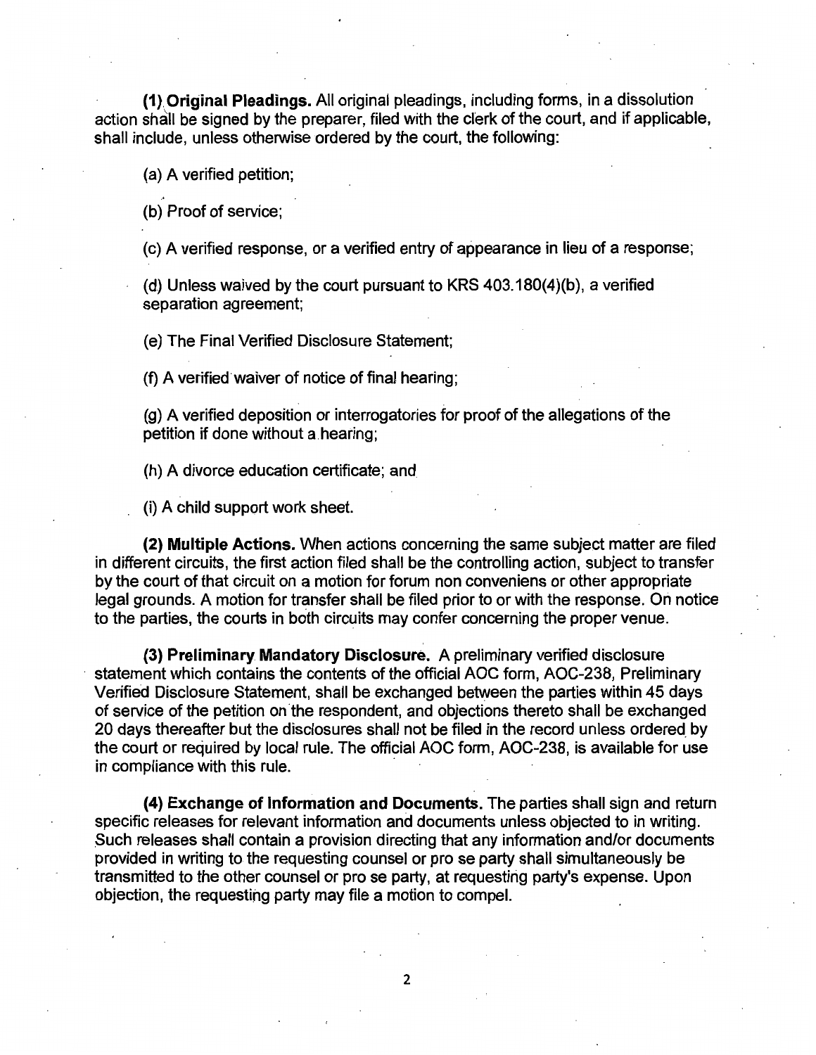**(1) Original Pleadings.** All original pleadings, including forms, in a dissolution action shall be signed by the preparer, filed with the clerk of the court, and if applicable, shall include, unless otherwise ordered by the court, the following:

(a) A verified petition;

(b) Proof of service;

(c) A verified response, or a verified entry of appearance in lieu of a response;

(d) Unless waived by the court pursuant to KRS 403.180(4)(b), a verified separation agreement;

(e) The Final Verified Disclosure Statement;

(f) A verified waiver of notice of final hearing;

(g) A verified deposition or interrogatories for proof of the allegations of the petition if done without a hearing;

(h) A divorce education certificate; and

(i) A child support work sheet.

**(2) Multiple Actions.** When actions concerning the same subject matter are filed in different circuits, the first action filed shall be the controlling action, subject to transfer by the court of that circuit on a motion for forum non conveniens or other appropriate legal grounds. A motion for transfer shall be filed prior to or with the response. On notice to the parties, the courts in both circuits may confer concerning the proper venue.

**(3) Preliminary Mandatory Disclosure.** A preliminary verified disclosure statement which contains the contents of the official AOC form, AOC-238, Preliminary Verified Disclosure Statement, shall be exchanged between the parties within 45 days of service of the petition on the respondent, and objections thereto shall be exchanged 20 days thereafter but the disclosures shall not be filed in the record unless ordered by the court or required by local rule. The official AOC form, AOC-238, is available for use in compliance with this rule.

**(4) Exchange of Information and Documents.** The parties shall sign and return specific releases for relevant information and documents unless objected to in writing. Such releases shall contain a provision directing that any information and/or documents provided in writing to the requesting counsel or pro se party shall simultaneously be transmitted to the other counsel or pro se party, at requesting party's expense. Upon objection, the requesting party may file a motion to compel.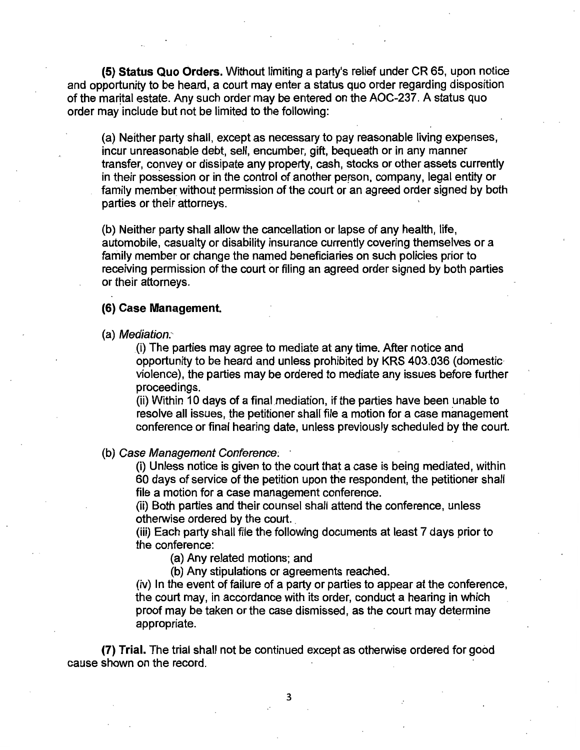**(5) Status Quo Orders.** Without limiting a party's relief under CR 65, upon notice and opportunity to be heard, a court may enter a status quo order regarding disposition of the marital estate. Any such order may be entered on the AOC-237. A status quo order may include but not be limited to the following:

(a) Neither party shall, except as necessary to pay reasonable living expenses, incur unreasonable debt, sell, encumber, gift, bequeath or in any manner transfer, convey or dissipate any property, cash, stocks or other assets currently in their possession or in the control of another person, company, legal entity or family member without permission of the court or an agreed order signed by both parties or their attorneys.

(b) Neither party shall allow the cancellation or lapse of any health, life, automobile, casualty or disability insurance currently covering themselves or a family member or change the named beneficiaries on such policies prior to receiving permission of the court or filing an agreed order signed by both parties or their attorneys.

**(6) Case Management.**

(a) *Mediation.*

(i) The parties may agree to mediate at any time. After notice and opportunity to be heard and unless prohibited by KRS 403.036 (domestic violence), the parties may be ordered to mediate any issues before further proceedings.

(ii) Within 10 days of a final mediation, if the parties have been unable to resolve all issues, the petitioner shall file a motion for a case management conference or final hearing date, unless previously scheduled by the court.

(b) *Case Management Conference.*

(i) Unless notice is given to the court that a case is being mediated, within 60 days of service of the petition upon the respondent, the petitioner shall file a motion for a case management conference.

(ii) Both parties and their counsel shall attend the conference, unless otherwise ordered by the court.

(iii) Each party shall file the following documents at least 7 days prior to the conference:

(a) Any related motions; and

(b) Any stipulations or agreements reached.

(iv) In the event of failure of a party or parties to appear at the conference, the court may, in accordance with its order, conduct a hearing in which proof may be taken or the case dismissed, as the court may determine appropriate.

**(7) Trial.** The trial shall not be continued except as otherwise ordered for good cause shown on the record.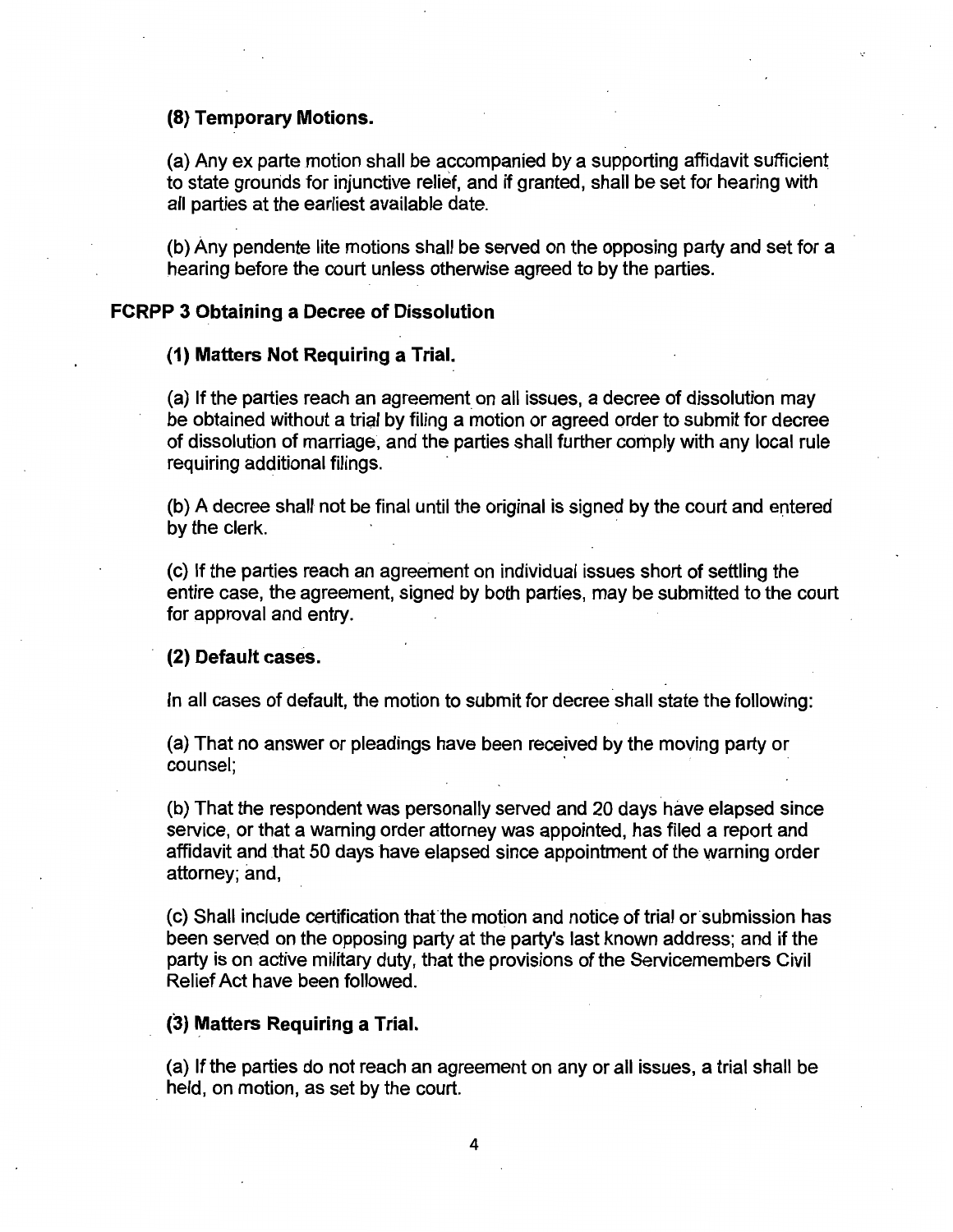**(8) Temporary Motions.**

(a) Any ex parte motion shall be accompanied by a supporting affidavit sufficient to state grounds for injunctive relief, and if granted, shall be set for hearing with all parties at the earliest available date.

(b) Any pendente lite motions shall be served on the opposing party and set for a hearing before the court unless otherwise agreed to by the parties.

## FCRPP 3 Obtaining a Decree of Dissolution

**(1) Matters Not Requiring a Trial.**

(a) If the parties reach an agreement on all issues, a decree of dissolution may be obtained without a trial by filing a motion or agreed order to submit for decree of dissolution of marriage, and the parties shall further comply with any local rule requiring additional filings.

(b) A decree shall not be final until the original is signed by the court and entered by the clerk.

(c) If the parties reach an agreement on individual issues short of settling the entire case, the agreement, signed by both parties, may be submitted to the court for approval and entry.

**(2) Default cases.**

In all cases of default, the motion to submit for decree shall state the following:

(a) That no answer or pleadings have been received by the moving party or counsel;

(b) That the respondent was personally served and 20 days have elapsed since service, or that a warning order attorney was appointed, has filed a report and affidavit and that 50 days have elapsed since appointment of the warning order attorney; and,

(c) Shall include certification that the motion and notice of trial or submission has been served on the opposing party at the party's last known address; and if the party is on active military duty, that the provisions of the Servicemembers Civil Relief Act have been followed.

**(3) Matters Requiring a Trial.**

(a) If the parties do not reach an agreement on any or all issues, a trial shall be held, on motion, as set by the court.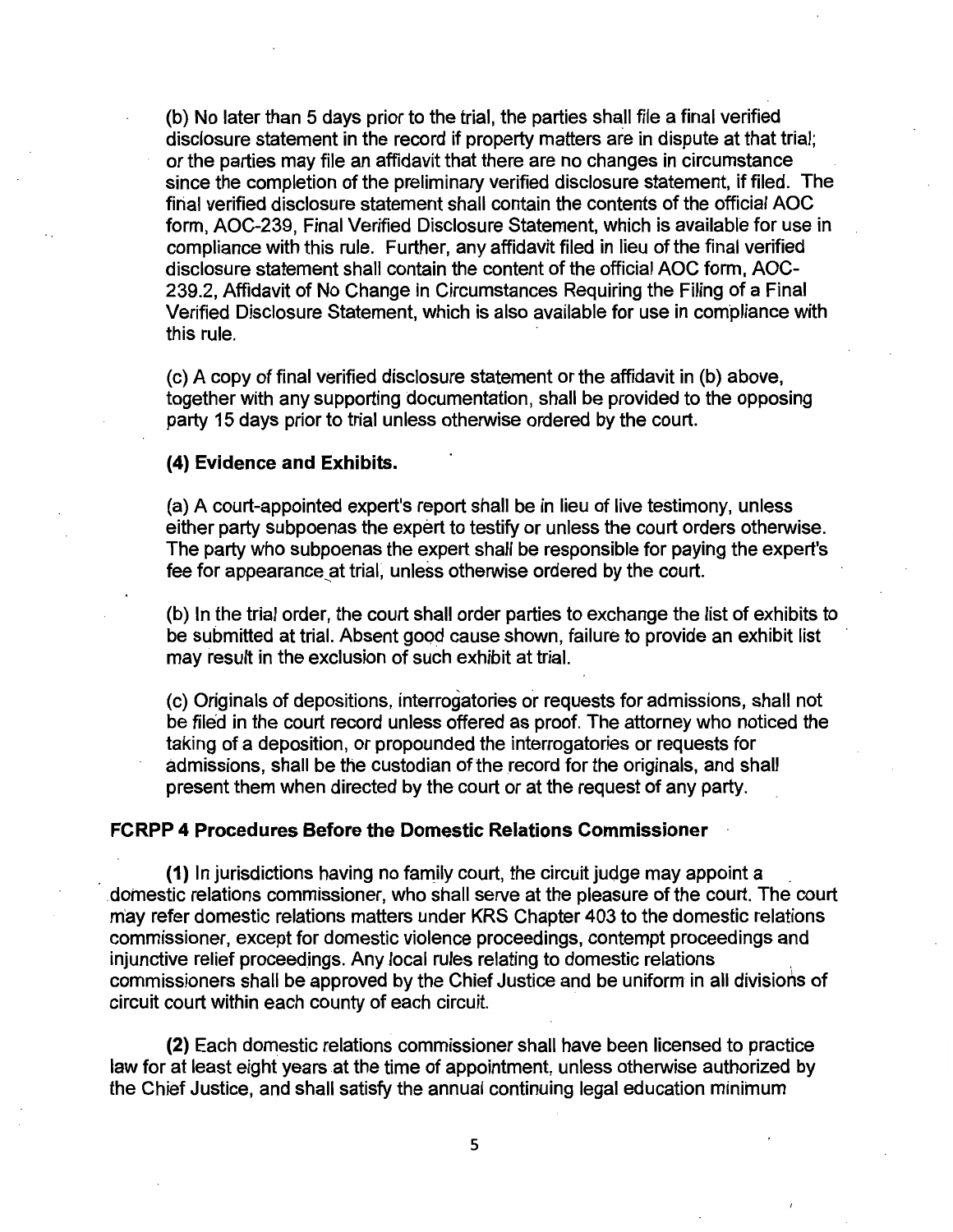(b) No later than 5 days prior to the trial, the parties shall file a final verified disclosure statement in the record if property matters are in dispute at that trial; or the parties may file an affidavit that there are no changes in circumstance since the completion of the preliminary verified disclosure statement, if filed. The final verified disclosure statement shall contain the contents of the official AOC form, AOC-239, Final Verified Disclosure Statement, which is available for use in compliance with this rule. Further, any affidavit filed in lieu of the final verified disclosure statement shall contain the content of the official AOC form, AOC-239.2, Affidavit of No Change in Circumstances Requiring the Filing of a Final Verified Disclosure Statement, which is also available for use in compliance with this rule.

(c) A copy of final verified disclosure statement or the affidavit in (b) above, together with any supporting documentation, shall be provided to the opposing party 15 days prior to trial unless otherwise ordered by the court.

**(4) Evidence and Exhibits.**

(a) A court-appointed expert's report shall be in lieu of live testimony, unless either party subpoenas the expert to testify or unless the court orders otherwise. The party who subpoenas the expert shall be responsible for paying the expert's fee for appearance at trial, unless otherwise ordered by the court.

(b) In the trial order, the court shall order parties to exchange the list of exhibits to be submitted at trial. Absent good cause shown, failure to provide an exhibit list may result in the exclusion of such exhibit at trial.

(c) Originals of depositions, interrogatories or requests for admissions, shall not be filed in the court record unless offered as proof. The attorney who noticed the taking of a deposition, or propounded the interrogatories or requests for admissions, shall be the custodian of the record for the originals, and shall present them when directed by the court or at the request of any party.

## FCRPP 4 Procedures Before the Domestic Relations Commissioner

**(1)** In jurisdictions having no family court, the circuit judge may appoint a domestic relations commissioner, who shall serve at the pleasure of the court. The court may refer domestic relations matters under KRS Chapter 403 to the domestic relations commissioner, except for domestic violence proceedings, contempt proceedings and injunctive relief proceedings. Any local rules relating to domestic relations commissioners shall be approved by the Chief Justice and be uniform in all divisions of circuit court within each county of each circuit.

**(2)** Each domestic relations commissioner shall have been licensed to practice law for at least eight years at the time of appointment, unless otherwise authorized by the Chief Justice, and shall satisfy the annual continuing legal education minimum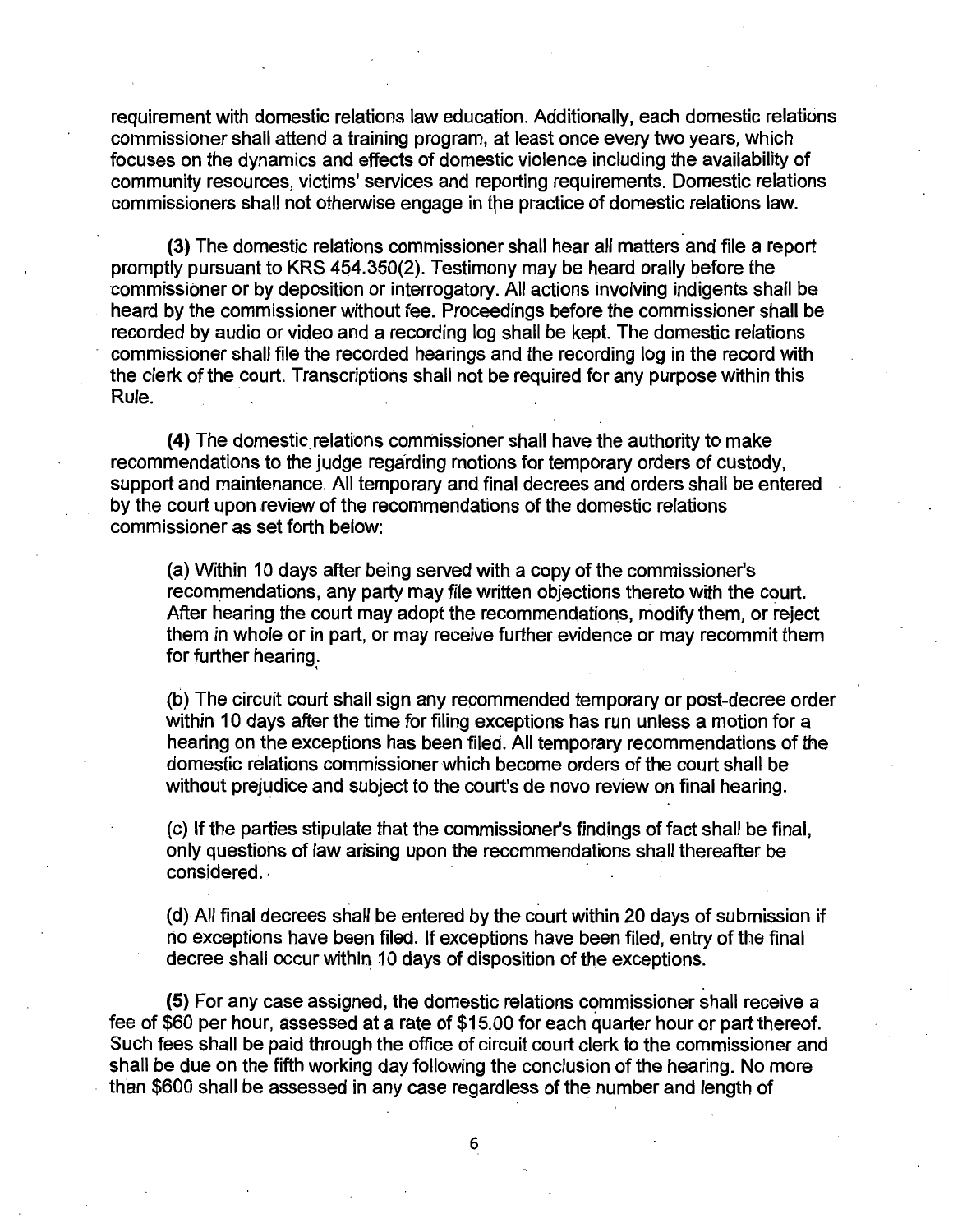requirement with domestic relations law education. Additionally, each domestic relations commissioner shall attend a training program, at least once every two years, which focuses on the dynamics and effects of domestic violence including the availability of community resources, victims' services and reporting requirements. Domestic relations commissioners shall not otherwise engage in the practice of domestic relations law.

**(3)** The domestic relations commissioner shall hear all matters and file a report promptly pursuant to KRS 454.350(2). Testimony may be heard orally before the commissioner or by deposition or interrogatory. All actions involving indigents shall be heard by the commissioner without fee. Proceedings before the commissioner shall be recorded by audio or video and a recording log shall be kept. The domestic relations commissioner shall file the recorded hearings and the recording log in the record with the clerk of the court. Transcriptions shall not be required for any purpose within this Rule.

**(4)** The domestic relations commissioner shall have the authority to make recommendations to the judge regarding motions for temporary orders of custody, support and maintenance. All temporary and final decrees and orders shall be entered by the court upon review of the recommendations of the domestic relations commissioner as set forth below:

(a) Within 10 days after being served with a copy of the commissioner's recommendations, any party may file written objections thereto with the court. After hearing the court may adopt the recommendations, modify them, or reject them in whole or in part, or may receive further evidence or may recommit them for further hearing.

(b) The circuit court shall sign any recommended temporary or post-decree order within 10 days after the time for filing exceptions has run unless a motion for a hearing on the exceptions has been filed. All temporary recommendations of the domestic relations commissioner which become orders of the court shall be without prejudice and subject to the court's de novo review on final hearing.

(c) If the parties stipulate that the commissioner's findings of fact shall be final, only questions of law arising upon the recommendations shall thereafter be considered.

(d) All final decrees shall be entered by the court within 20 days of submission if no exceptions have been filed. If exceptions have been filed, entry of the final decree shall occur within 10 days of disposition of the exceptions.

**(5)** For any case assigned, the domestic relations commissioner shall receive a fee of $60 per hour, assessed at a rate of $15.00 for each quarter hour or part thereof. Such fees shall be paid through the office of circuit court clerk to the commissioner and shall be due on the fifth working day following the conclusion of the hearing. No more than $600 shall be assessed in any case regardless of the number and length of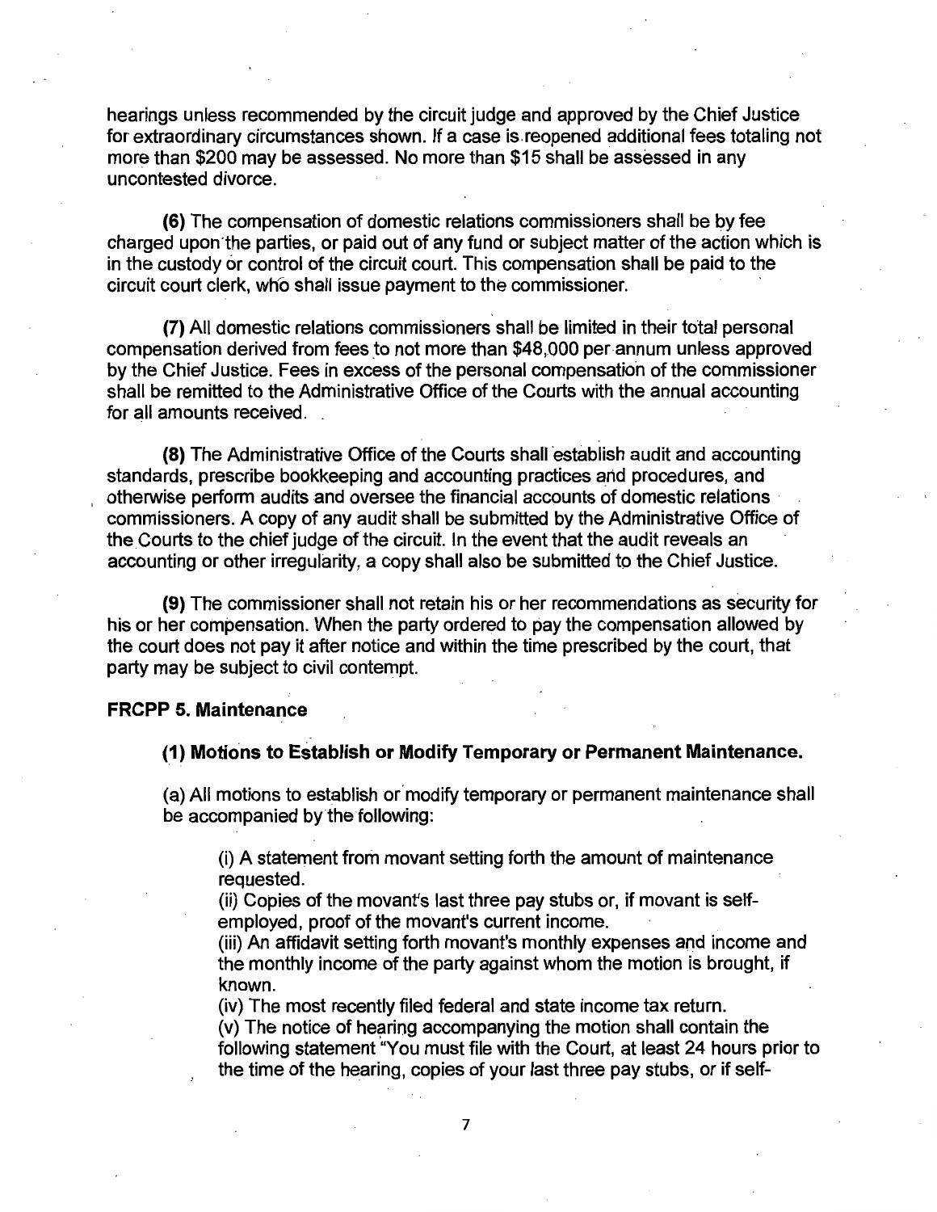hearings unless recommended by the circuit judge and approved by the Chief Justice for extraordinary circumstances shown. If a case is reopened additional fees totaling not more than $200 may be assessed. No more than $15 shall be assessed in any uncontested divorce.

**(6)** The compensation of domestic relations commissioners shall be by fee charged upon the parties, or paid out of any fund or subject matter of the action which is in the custody or control of the circuit court. This compensation shall be paid to the circuit court clerk, who shall issue payment to the commissioner.

**(7)** All domestic relations commissioners shall be limited in their total personal compensation derived from fees to not more than $48,000 per annum unless approved by the Chief Justice. Fees in excess of the personal compensation of the commissioner shall be remitted to the Administrative Office of the Courts with the annual accounting for all amounts received.

**(8)** The Administrative Office of the Courts shall establish audit and accounting standards, prescribe bookkeeping and accounting practices and procedures, and otherwise perform audits and oversee the financial accounts of domestic relations commissioners. A copy of any audit shall be submitted by the Administrative Office of the Courts to the chief judge of the circuit. In the event that the audit reveals an accounting or other irregularity, a copy shall also be submitted to the Chief Justice.

**(9)** The commissioner shall not retain his or her recommendations as security for his or her compensation. When the party ordered to pay the compensation allowed by the court does not pay it after notice and within the time prescribed by the court, that party may be subject to civil contempt.

### FRCPP 5. Maintenance

#### (1) Motions to Establish or Modify Temporary or Permanent Maintenance.

(a) All motions to establish or modify temporary or permanent maintenance shall be accompanied by the following:

(i) A statement from movant setting forth the amount of maintenance requested.
(ii) Copies of the movant's last three pay stubs or, if movant is self-employed, proof of the movant's current income.
(iii) An affidavit setting forth movant's monthly expenses and income and the monthly income of the party against whom the motion is brought, if known.
(iv) The most recently filed federal and state income tax return.
(v) The notice of hearing accompanying the motion shall contain the following statement "You must file with the Court, at least 24 hours prior to the time of the hearing, copies of your last three pay stubs, or if self-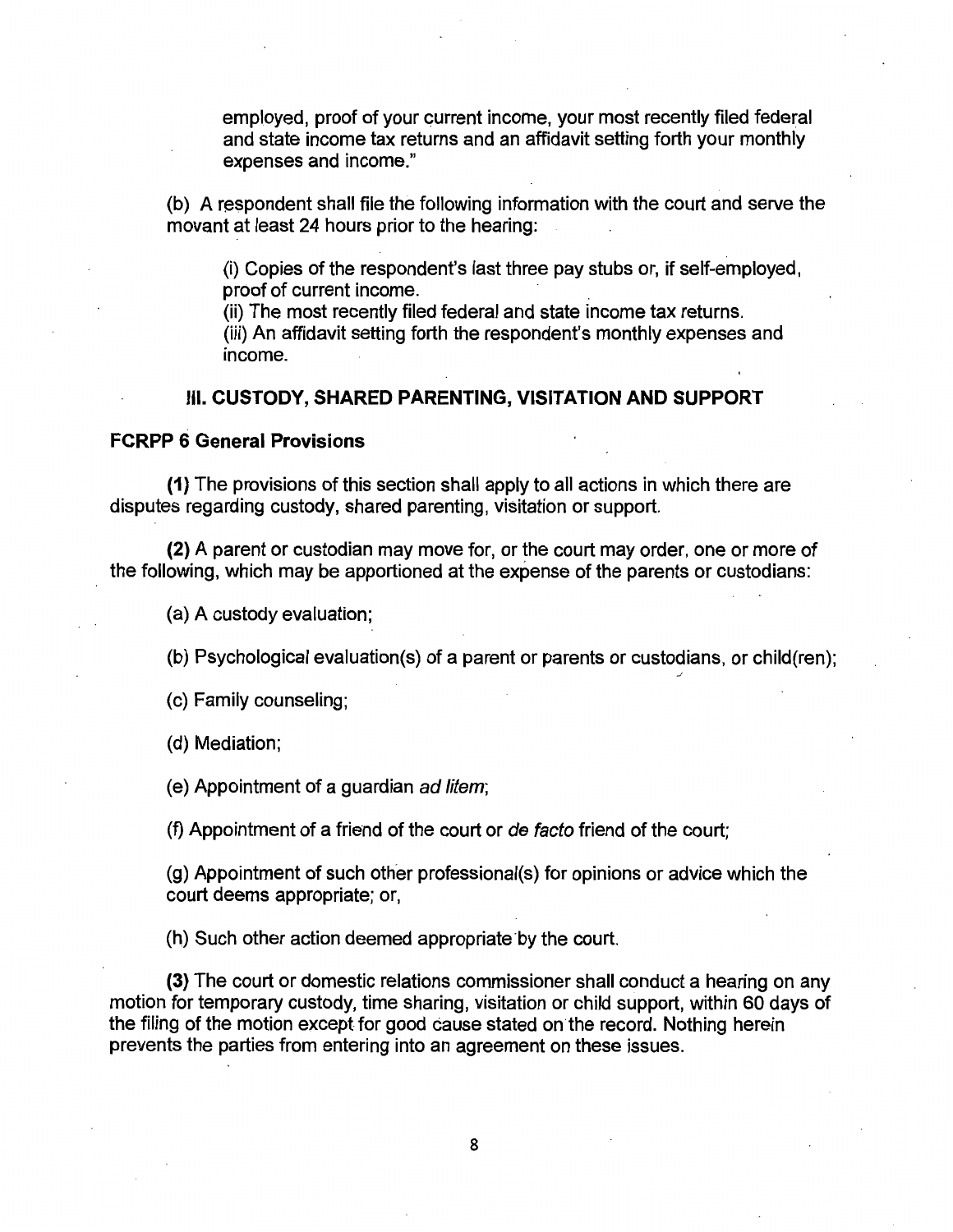employed, proof of your current income, your most recently filed federal and state income tax returns and an affidavit setting forth your monthly expenses and income."

(b) A respondent shall file the following information with the court and serve the movant at least 24 hours prior to the hearing:

(i) Copies of the respondent's last three pay stubs or, if self-employed, proof of current income.
(ii) The most recently filed federal and state income tax returns.
(iii) An affidavit setting forth the respondent's monthly expenses and income.

## III. CUSTODY, SHARED PARENTING, VISITATION AND SUPPORT

### FCRPP 6 General Provisions

**(1)** The provisions of this section shall apply to all actions in which there are disputes regarding custody, shared parenting, visitation or support.

**(2)** A parent or custodian may move for, or the court may order, one or more of the following, which may be apportioned at the expense of the parents or custodians:

(a) A custody evaluation;

(b) Psychological evaluation(s) of a parent or parents or custodians, or child(ren);

(c) Family counseling;

(d) Mediation;

(e) Appointment of a guardian *ad litem*;

(f) Appointment of a friend of the court or *de facto* friend of the court;

(g) Appointment of such other professional(s) for opinions or advice which the court deems appropriate; or,

(h) Such other action deemed appropriate by the court.

**(3)** The court or domestic relations commissioner shall conduct a hearing on any motion for temporary custody, time sharing, visitation or child support, within 60 days of the filing of the motion except for good cause stated on the record. Nothing herein prevents the parties from entering into an agreement on these issues.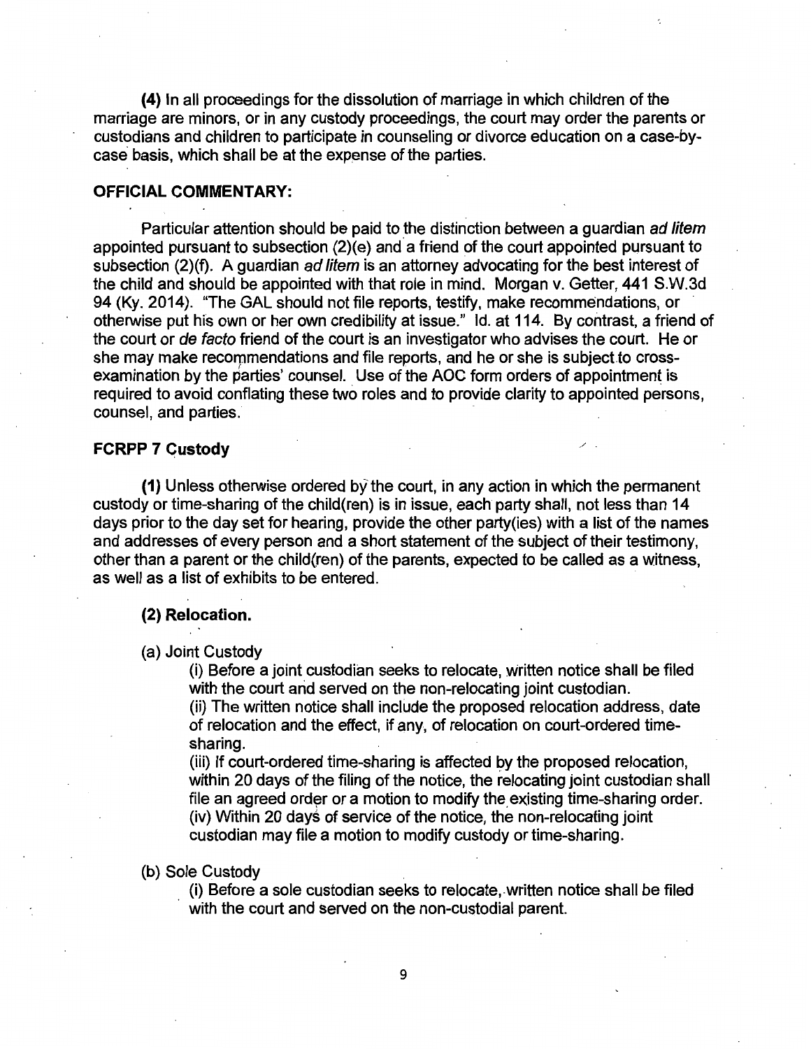**(4)** In all proceedings for the dissolution of marriage in which children of the marriage are minors, or in any custody proceedings, the court may order the parents or custodians and children to participate in counseling or divorce education on a case-by-case basis, which shall be at the expense of the parties.

**OFFICIAL COMMENTARY:**

Particular attention should be paid to the distinction between a guardian *ad litem* appointed pursuant to subsection (2)(e) and a friend of the court appointed pursuant to subsection (2)(f). A guardian *ad litem* is an attorney advocating for the best interest of the child and should be appointed with that role in mind. Morgan v. Getter, 441 S.W.3d 94 (Ky. 2014). "The GAL should not file reports, testify, make recommendations, or otherwise put his own or her own credibility at issue." Id. at 114. By contrast, a friend of the court or *de facto* friend of the court is an investigator who advises the court. He or she may make recommendations and file reports, and he or she is subject to cross-examination by the parties' counsel. Use of the AOC form orders of appointment is required to avoid conflating these two roles and to provide clarity to appointed persons, counsel, and parties.

**FCRPP 7 Custody**

**(1)** Unless otherwise ordered by the court, in any action in which the permanent custody or time-sharing of the child(ren) is in issue, each party shall, not less than 14 days prior to the day set for hearing, provide the other party(ies) with a list of the names and addresses of every person and a short statement of the subject of their testimony, other than a parent or the child(ren) of the parents, expected to be called as a witness, as well as a list of exhibits to be entered.

**(2) Relocation.**

(a) Joint Custody

(i) Before a joint custodian seeks to relocate, written notice shall be filed with the court and served on the non-relocating joint custodian.
(ii) The written notice shall include the proposed relocation address, date of relocation and the effect, if any, of relocation on court-ordered time-sharing.
(iii) If court-ordered time-sharing is affected by the proposed relocation, within 20 days of the filing of the notice, the relocating joint custodian shall file an agreed order or a motion to modify the existing time-sharing order.
(iv) Within 20 days of service of the notice, the non-relocating joint custodian may file a motion to modify custody or time-sharing.

(b) Sole Custody

(i) Before a sole custodian seeks to relocate, written notice shall be filed with the court and served on the non-custodial parent.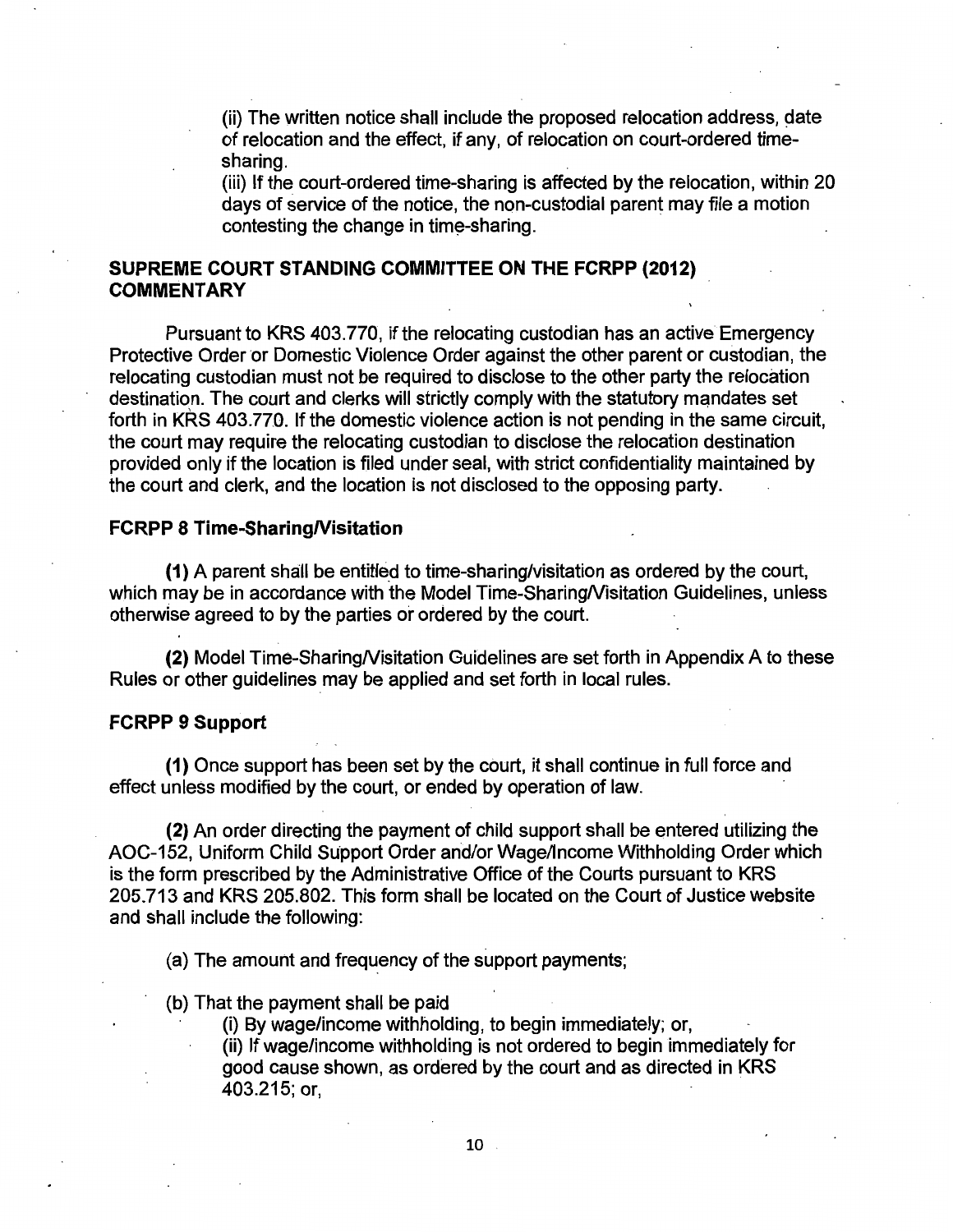(ii) The written notice shall include the proposed relocation address, date of relocation and the effect, if any, of relocation on court-ordered time-sharing.

(iii) If the court-ordered time-sharing is affected by the relocation, within 20 days of service of the notice, the non-custodial parent may file a motion contesting the change in time-sharing.

## SUPREME COURT STANDING COMMITTEE ON THE FCRPP (2012) COMMENTARY

Pursuant to KRS 403.770, if the relocating custodian has an active Emergency Protective Order or Domestic Violence Order against the other parent or custodian, the relocating custodian must not be required to disclose to the other party the relocation destination. The court and clerks will strictly comply with the statutory mandates set forth in KRS 403.770. If the domestic violence action is not pending in the same circuit, the court may require the relocating custodian to disclose the relocation destination provided only if the location is filed under seal, with strict confidentiality maintained by the court and clerk, and the location is not disclosed to the opposing party.

### FCRPP 8 Time-Sharing/Visitation

**(1)** A parent shall be entitled to time-sharing/visitation as ordered by the court, which may be in accordance with the Model Time-Sharing/Visitation Guidelines, unless otherwise agreed to by the parties or ordered by the court.

**(2)** Model Time-Sharing/Visitation Guidelines are set forth in Appendix A to these Rules or other guidelines may be applied and set forth in local rules.

### FCRPP 9 Support

**(1)** Once support has been set by the court, it shall continue in full force and effect unless modified by the court, or ended by operation of law.

**(2)** An order directing the payment of child support shall be entered utilizing the AOC-152, Uniform Child Support Order and/or Wage/Income Withholding Order which is the form prescribed by the Administrative Office of the Courts pursuant to KRS 205.713 and KRS 205.802. This form shall be located on the Court of Justice website and shall include the following:

(a) The amount and frequency of the support payments;

(b) That the payment shall be paid

(i) By wage/income withholding, to begin immediately; or,

(ii) If wage/income withholding is not ordered to begin immediately for good cause shown, as ordered by the court and as directed in KRS 403.215; or,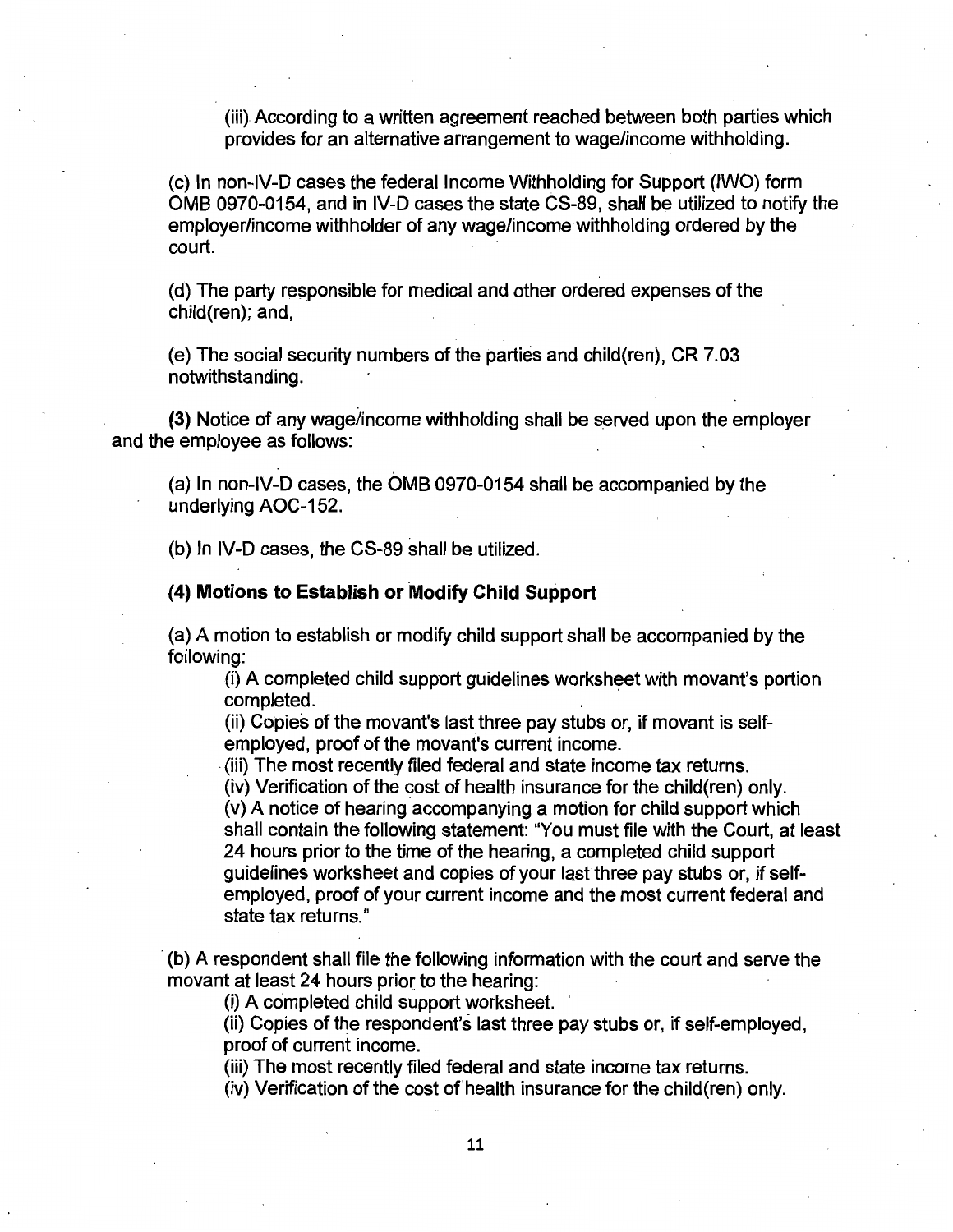(iii) According to a written agreement reached between both parties which provides for an alternative arrangement to wage/income withholding.

(c) In non-IV-D cases the federal Income Withholding for Support (IWO) form OMB 0970-0154, and in IV-D cases the state CS-89, shall be utilized to notify the employer/income withholder of any wage/income withholding ordered by the court.

(d) The party responsible for medical and other ordered expenses of the child(ren); and,

(e) The social security numbers of the parties and child(ren), CR 7.03 notwithstanding.

**(3)** Notice of any wage/income withholding shall be served upon the employer and the employee as follows:

(a) In non-IV-D cases, the OMB 0970-0154 shall be accompanied by the underlying AOC-152.

(b) In IV-D cases, the CS-89 shall be utilized.

**(4) Motions to Establish or Modify Child Support**

(a) A motion to establish or modify child support shall be accompanied by the following:

(i) A completed child support guidelines worksheet with movant's portion completed.
(ii) Copies of the movant's last three pay stubs or, if movant is self-employed, proof of the movant's current income.
(iii) The most recently filed federal and state income tax returns.
(iv) Verification of the cost of health insurance for the child(ren) only.
(v) A notice of hearing accompanying a motion for child support which shall contain the following statement: "You must file with the Court, at least 24 hours prior to the time of the hearing, a completed child support guidelines worksheet and copies of your last three pay stubs or, if self-employed, proof of your current income and the most current federal and state tax returns."

(b) A respondent shall file the following information with the court and serve the movant at least 24 hours prior to the hearing:

(i) A completed child support worksheet.
(ii) Copies of the respondent's last three pay stubs or, if self-employed, proof of current income.
(iii) The most recently filed federal and state income tax returns.
(iv) Verification of the cost of health insurance for the child(ren) only.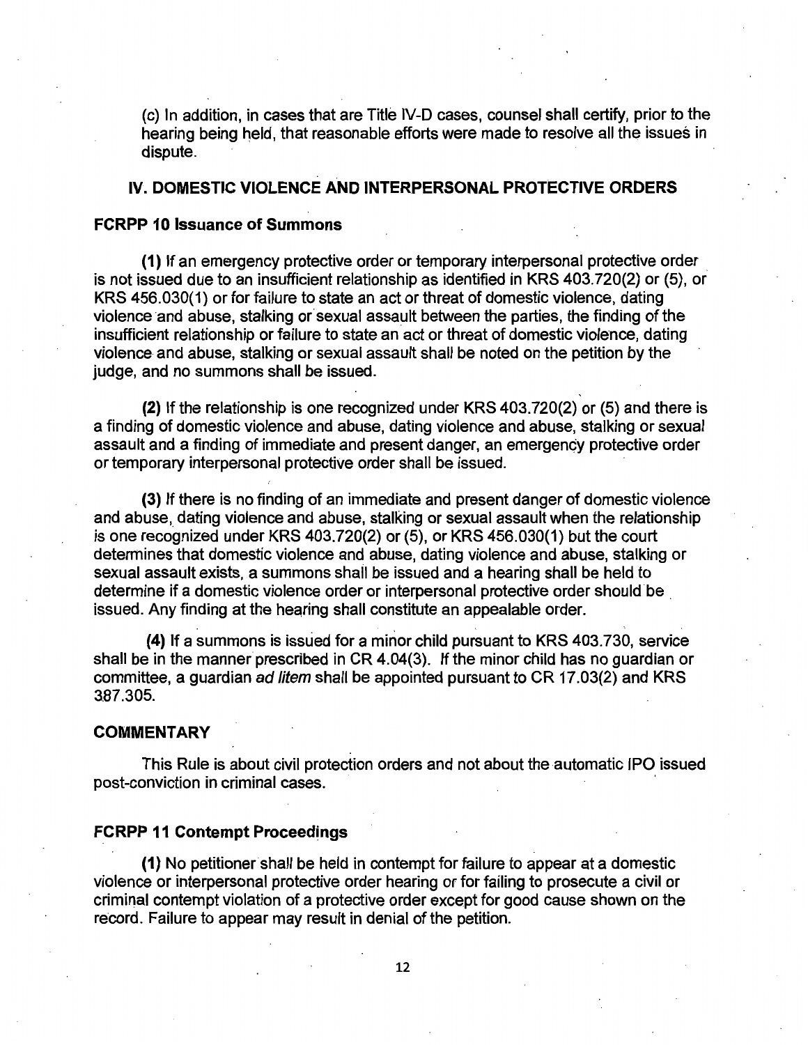(c) In addition, in cases that are Title IV-D cases, counsel shall certify, prior to the hearing being held, that reasonable efforts were made to resolve all the issues in dispute.

## IV. DOMESTIC VIOLENCE AND INTERPERSONAL PROTECTIVE ORDERS

### FCRPP 10 Issuance of Summons

**(1)** If an emergency protective order or temporary interpersonal protective order is not issued due to an insufficient relationship as identified in KRS 403.720(2) or (5), or KRS 456.030(1) or for failure to state an act or threat of domestic violence, dating violence and abuse, stalking or sexual assault between the parties, the finding of the insufficient relationship or failure to state an act or threat of domestic violence, dating violence and abuse, stalking or sexual assault shall be noted on the petition by the judge, and no summons shall be issued.

**(2)** If the relationship is one recognized under KRS 403.720(2) or (5) and there is a finding of domestic violence and abuse, dating violence and abuse, stalking or sexual assault and a finding of immediate and present danger, an emergency protective order or temporary interpersonal protective order shall be issued.

**(3)** If there is no finding of an immediate and present danger of domestic violence and abuse, dating violence and abuse, stalking or sexual assault when the relationship is one recognized under KRS 403.720(2) or (5), or KRS 456.030(1) but the court determines that domestic violence and abuse, dating violence and abuse, stalking or sexual assault exists, a summons shall be issued and a hearing shall be held to determine if a domestic violence order or interpersonal protective order should be issued. Any finding at the hearing shall constitute an appealable order.

**(4)** If a summons is issued for a minor child pursuant to KRS 403.730, service shall be in the manner prescribed in CR 4.04(3). If the minor child has no guardian or committee, a guardian *ad litem* shall be appointed pursuant to CR 17.03(2) and KRS 387.305.

### COMMENTARY

This Rule is about civil protection orders and not about the automatic IPO issued post-conviction in criminal cases.

### FCRPP 11 Contempt Proceedings

**(1)** No petitioner shall be held in contempt for failure to appear at a domestic violence or interpersonal protective order hearing or for failing to prosecute a civil or criminal contempt violation of a protective order except for good cause shown on the record. Failure to appear may result in denial of the petition.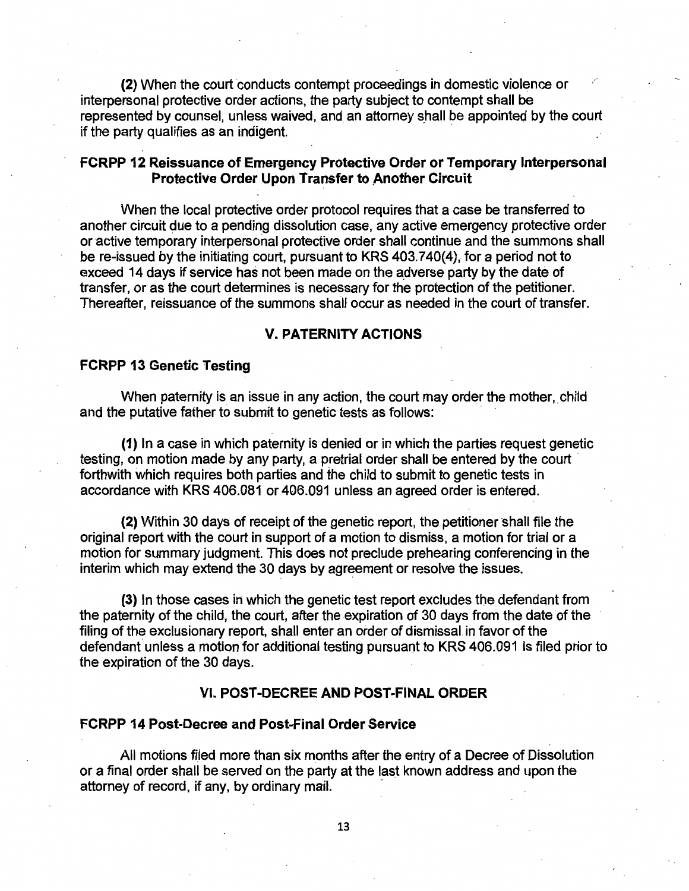**(2)** When the court conducts contempt proceedings in domestic violence or interpersonal protective order actions, the party subject to contempt shall be represented by counsel, unless waived, and an attorney shall be appointed by the court if the party qualifies as an indigent.

### FCRPP 12 Reissuance of Emergency Protective Order or Temporary Interpersonal Protective Order Upon Transfer to Another Circuit

When the local protective order protocol requires that a case be transferred to another circuit due to a pending dissolution case, any active emergency protective order or active temporary interpersonal protective order shall continue and the summons shall be re-issued by the initiating court, pursuant to KRS 403.740(4), for a period not to exceed 14 days if service has not been made on the adverse party by the date of transfer, or as the court determines is necessary for the protection of the petitioner. Thereafter, reissuance of the summons shall occur as needed in the court of transfer.

## V. PATERNITY ACTIONS

### FCRPP 13 Genetic Testing

When paternity is an issue in any action, the court may order the mother, child and the putative father to submit to genetic tests as follows:

**(1)** In a case in which paternity is denied or in which the parties request genetic testing, on motion made by any party, a pretrial order shall be entered by the court forthwith which requires both parties and the child to submit to genetic tests in accordance with KRS 406.081 or 406.091 unless an agreed order is entered.

**(2)** Within 30 days of receipt of the genetic report, the petitioner shall file the original report with the court in support of a motion to dismiss, a motion for trial or a motion for summary judgment. This does not preclude prehearing conferencing in the interim which may extend the 30 days by agreement or resolve the issues.

**(3)** In those cases in which the genetic test report excludes the defendant from the paternity of the child, the court, after the expiration of 30 days from the date of the filing of the exclusionary report, shall enter an order of dismissal in favor of the defendant unless a motion for additional testing pursuant to KRS 406.091 is filed prior to the expiration of the 30 days.

## VI. POST-DECREE AND POST-FINAL ORDER

### FCRPP 14 Post-Decree and Post-Final Order Service

All motions filed more than six months after the entry of a Decree of Dissolution or a final order shall be served on the party at the last known address and upon the attorney of record, if any, by ordinary mail.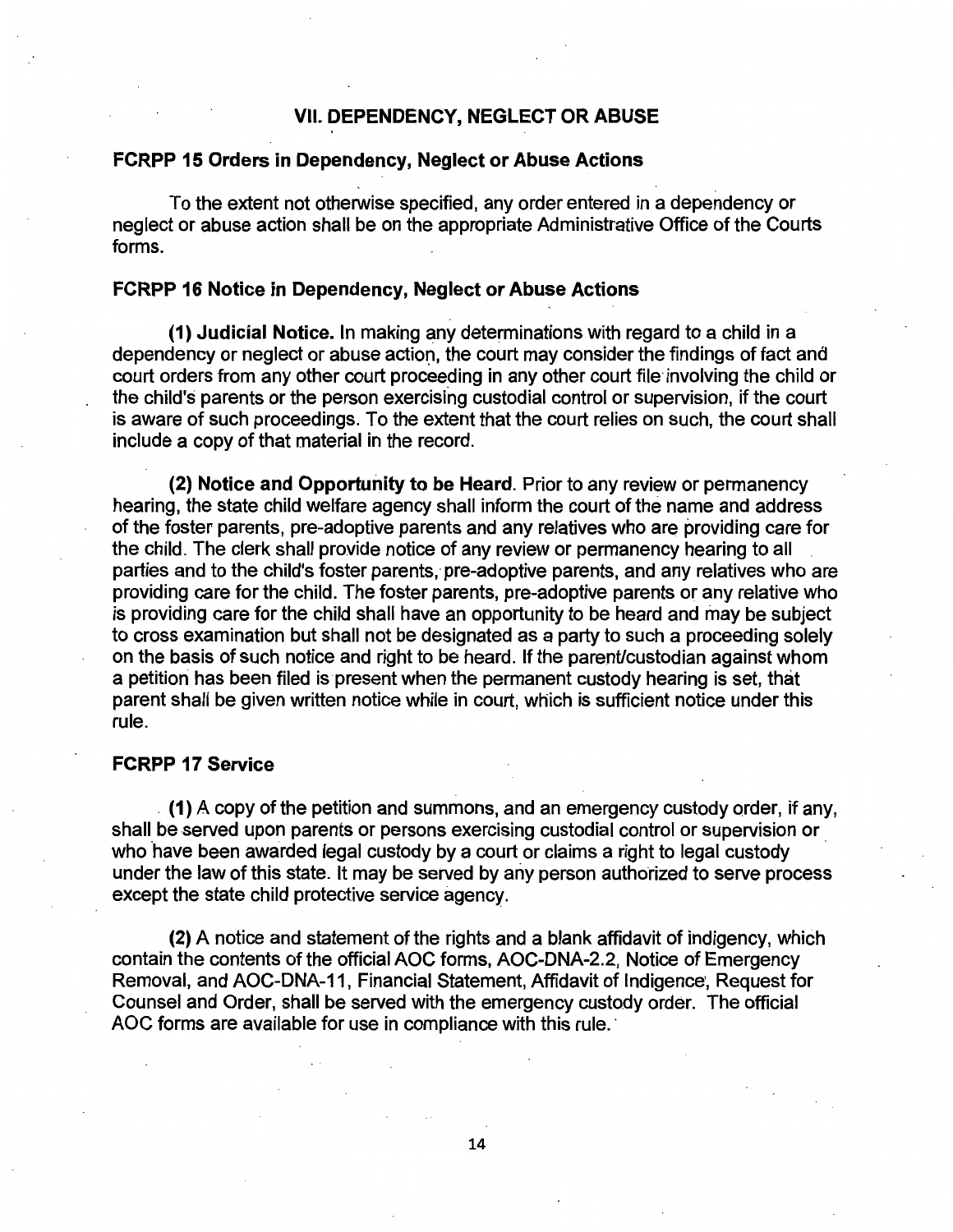## VII. DEPENDENCY, NEGLECT OR ABUSE

### FCRPP 15 Orders in Dependency, Neglect or Abuse Actions

To the extent not otherwise specified, any order entered in a dependency or neglect or abuse action shall be on the appropriate Administrative Office of the Courts forms.

### FCRPP 16 Notice in Dependency, Neglect or Abuse Actions

**(1) Judicial Notice.** In making any determinations with regard to a child in a dependency or neglect or abuse action, the court may consider the findings of fact and court orders from any other court proceeding in any other court file involving the child or the child's parents or the person exercising custodial control or supervision, if the court is aware of such proceedings. To the extent that the court relies on such, the court shall include a copy of that material in the record.

**(2) Notice and Opportunity to be Heard**. Prior to any review or permanency hearing, the state child welfare agency shall inform the court of the name and address of the foster parents, pre-adoptive parents and any relatives who are providing care for the child. The clerk shall provide notice of any review or permanency hearing to all parties and to the child's foster parents, pre-adoptive parents, and any relatives who are providing care for the child. The foster parents, pre-adoptive parents or any relative who is providing care for the child shall have an opportunity to be heard and may be subject to cross examination but shall not be designated as a party to such a proceeding solely on the basis of such notice and right to be heard. If the parent/custodian against whom a petition has been filed is present when the permanent custody hearing is set, that parent shall be given written notice while in court, which is sufficient notice under this rule.

### FCRPP 17 Service

**(1)** A copy of the petition and summons, and an emergency custody order, if any, shall be served upon parents or persons exercising custodial control or supervision or who have been awarded legal custody by a court or claims a right to legal custody under the law of this state. It may be served by any person authorized to serve process except the state child protective service agency.

**(2)** A notice and statement of the rights and a blank affidavit of indigency, which contain the contents of the official AOC forms, AOC-DNA-2.2, Notice of Emergency Removal, and AOC-DNA-11, Financial Statement, Affidavit of Indigence, Request for Counsel and Order, shall be served with the emergency custody order. The official AOC forms are available for use in compliance with this rule.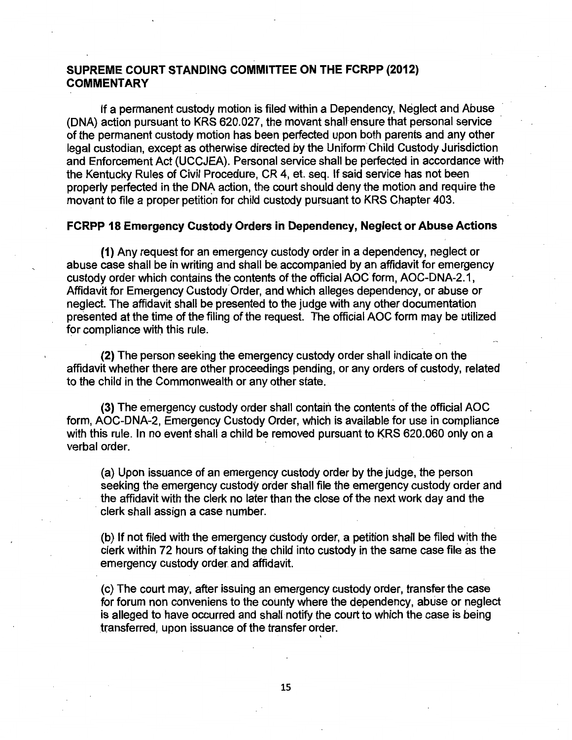## SUPREME COURT STANDING COMMITTEE ON THE FCRPP (2012) COMMENTARY

If a permanent custody motion is filed within a Dependency, Neglect and Abuse (DNA) action pursuant to KRS 620.027, the movant shall ensure that personal service of the permanent custody motion has been perfected upon both parents and any other legal custodian, except as otherwise directed by the Uniform Child Custody Jurisdiction and Enforcement Act (UCCJEA). Personal service shall be perfected in accordance with the Kentucky Rules of Civil Procedure, CR 4, et. seq. If said service has not been properly perfected in the DNA action, the court should deny the motion and require the movant to file a proper petition for child custody pursuant to KRS Chapter 403.

## FCRPP 18 Emergency Custody Orders in Dependency, Neglect or Abuse Actions

**(1)** Any request for an emergency custody order in a dependency, neglect or abuse case shall be in writing and shall be accompanied by an affidavit for emergency custody order which contains the contents of the official AOC form, AOC-DNA-2.1, Affidavit for Emergency Custody Order, and which alleges dependency, or abuse or neglect. The affidavit shall be presented to the judge with any other documentation presented at the time of the filing of the request. The official AOC form may be utilized for compliance with this rule.

**(2)** The person seeking the emergency custody order shall indicate on the affidavit whether there are other proceedings pending, or any orders of custody, related to the child in the Commonwealth or any other state.

**(3)** The emergency custody order shall contain the contents of the official AOC form, AOC-DNA-2, Emergency Custody Order, which is available for use in compliance with this rule. In no event shall a child be removed pursuant to KRS 620.060 only on a verbal order.

(a) Upon issuance of an emergency custody order by the judge, the person seeking the emergency custody order shall file the emergency custody order and the affidavit with the clerk no later than the close of the next work day and the clerk shall assign a case number.

(b) If not filed with the emergency custody order, a petition shall be filed with the clerk within 72 hours of taking the child into custody in the same case file as the emergency custody order and affidavit.

(c) The court may, after issuing an emergency custody order, transfer the case for forum non conveniens to the county where the dependency, abuse or neglect is alleged to have occurred and shall notify the court to which the case is being transferred, upon issuance of the transfer order.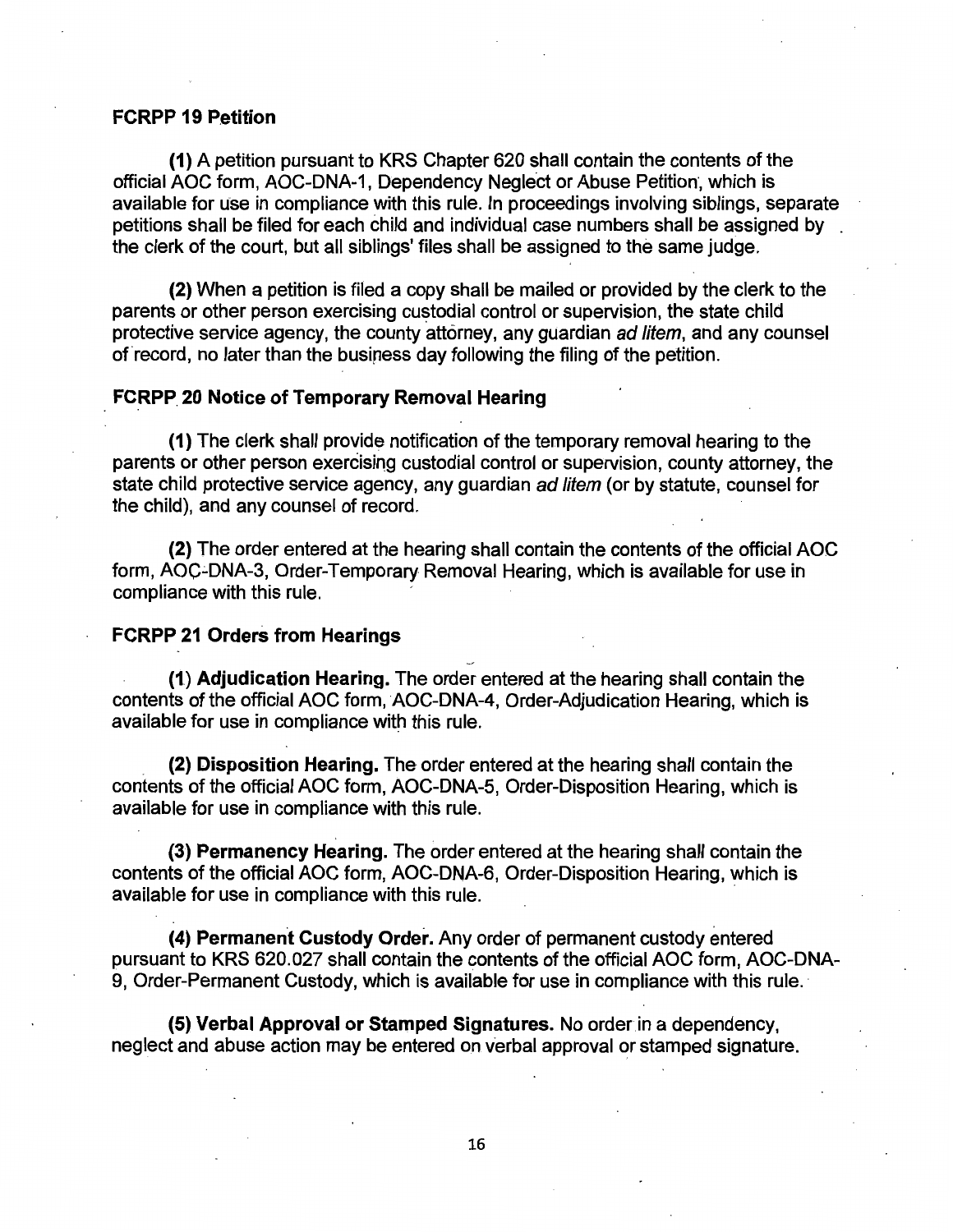### FCRPP 19 Petition

**(1)** A petition pursuant to KRS Chapter 620 shall contain the contents of the official AOC form, AOC-DNA-1, Dependency Neglect or Abuse Petition, which is available for use in compliance with this rule. In proceedings involving siblings, separate petitions shall be filed for each child and individual case numbers shall be assigned by the clerk of the court, but all siblings' files shall be assigned to the same judge.

**(2)** When a petition is filed a copy shall be mailed or provided by the clerk to the parents or other person exercising custodial control or supervision, the state child protective service agency, the county attorney, any guardian *ad litem*, and any counsel of record, no later than the business day following the filing of the petition.

### FCRPP 20 Notice of Temporary Removal Hearing

**(1)** The clerk shall provide notification of the temporary removal hearing to the parents or other person exercising custodial control or supervision, county attorney, the state child protective service agency, any guardian *ad litem* (or by statute, counsel for the child), and any counsel of record.

**(2)** The order entered at the hearing shall contain the contents of the official AOC form, AOC-DNA-3, Order-Temporary Removal Hearing, which is available for use in compliance with this rule.

### FCRPP 21 Orders from Hearings

**(1) Adjudication Hearing.** The order entered at the hearing shall contain the contents of the official AOC form, AOC-DNA-4, Order-Adjudication Hearing, which is available for use in compliance with this rule.

**(2) Disposition Hearing.** The order entered at the hearing shall contain the contents of the official AOC form, AOC-DNA-5, Order-Disposition Hearing, which is available for use in compliance with this rule.

**(3) Permanency Hearing.** The order entered at the hearing shall contain the contents of the official AOC form, AOC-DNA-6, Order-Disposition Hearing, which is available for use in compliance with this rule.

**(4) Permanent Custody Order.** Any order of permanent custody entered pursuant to KRS 620.027 shall contain the contents of the official AOC form, AOC-DNA-9, Order-Permanent Custody, which is available for use in compliance with this rule.

**(5) Verbal Approval or Stamped Signatures.** No order in a dependency, neglect and abuse action may be entered on verbal approval or stamped signature.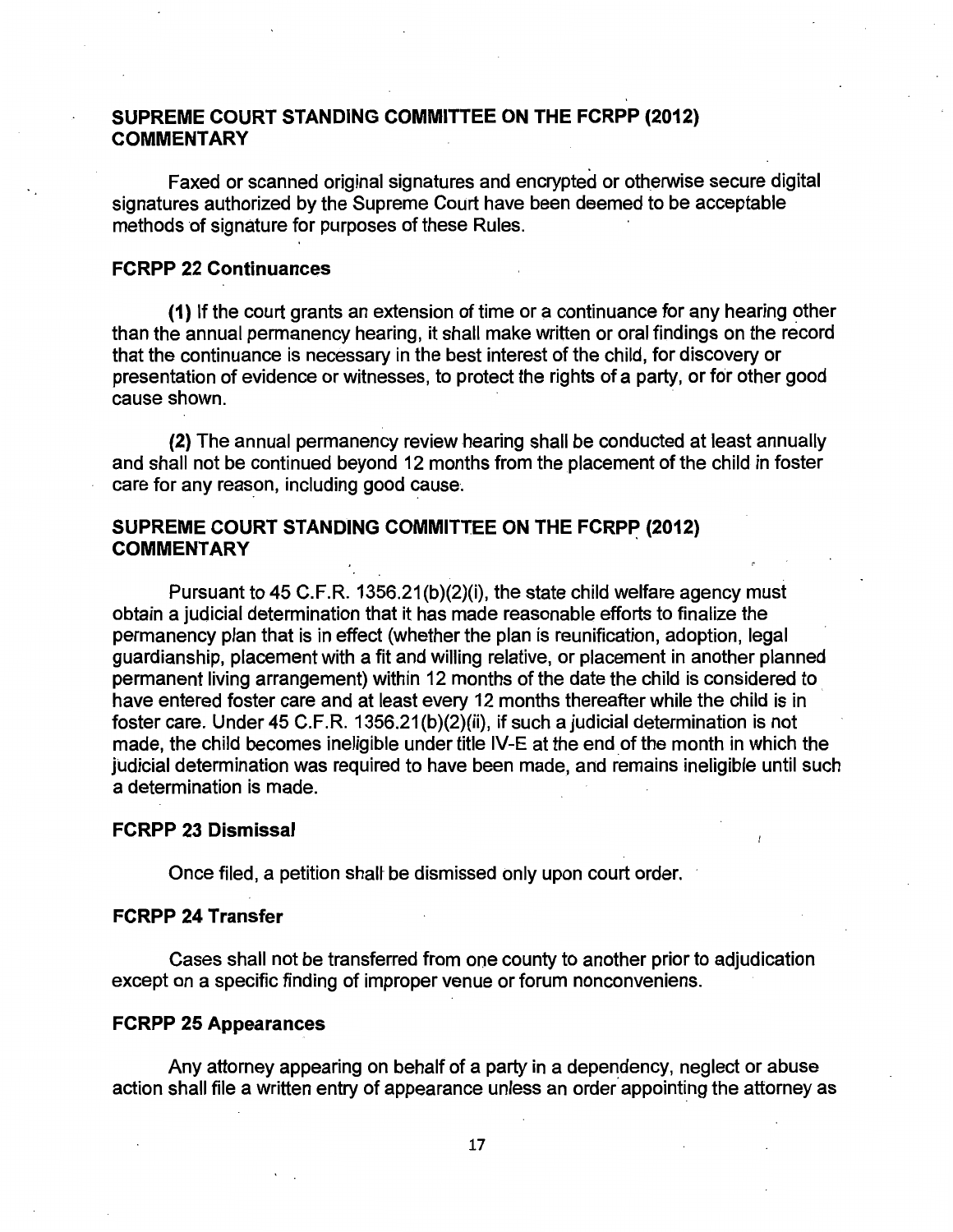## SUPREME COURT STANDING COMMITTEE ON THE FCRPP (2012) COMMENTARY

Faxed or scanned original signatures and encrypted or otherwise secure digital signatures authorized by the Supreme Court have been deemed to be acceptable methods of signature for purposes of these Rules.

### FCRPP 22 Continuances

**(1)** If the court grants an extension of time or a continuance for any hearing other than the annual permanency hearing, it shall make written or oral findings on the record that the continuance is necessary in the best interest of the child, for discovery or presentation of evidence or witnesses, to protect the rights of a party, or for other good cause shown.

**(2)** The annual permanency review hearing shall be conducted at least annually and shall not be continued beyond 12 months from the placement of the child in foster care for any reason, including good cause.

## SUPREME COURT STANDING COMMITTEE ON THE FCRPP (2012) COMMENTARY

Pursuant to 45 C.F.R. 1356.21(b)(2)(i), the state child welfare agency must obtain a judicial determination that it has made reasonable efforts to finalize the permanency plan that is in effect (whether the plan is reunification, adoption, legal guardianship, placement with a fit and willing relative, or placement in another planned permanent living arrangement) within 12 months of the date the child is considered to have entered foster care and at least every 12 months thereafter while the child is in foster care. Under 45 C.F.R. 1356.21(b)(2)(ii), if such a judicial determination is not made, the child becomes ineligible under title IV-E at the end of the month in which the judicial determination was required to have been made, and remains ineligible until such a determination is made.

### FCRPP 23 Dismissal

Once filed, a petition shall be dismissed only upon court order.

### FCRPP 24 Transfer

Cases shall not be transferred from one county to another prior to adjudication except on a specific finding of improper venue or forum nonconveniens.

### FCRPP 25 Appearances

Any attorney appearing on behalf of a party in a dependency, neglect or abuse action shall file a written entry of appearance unless an order appointing the attorney as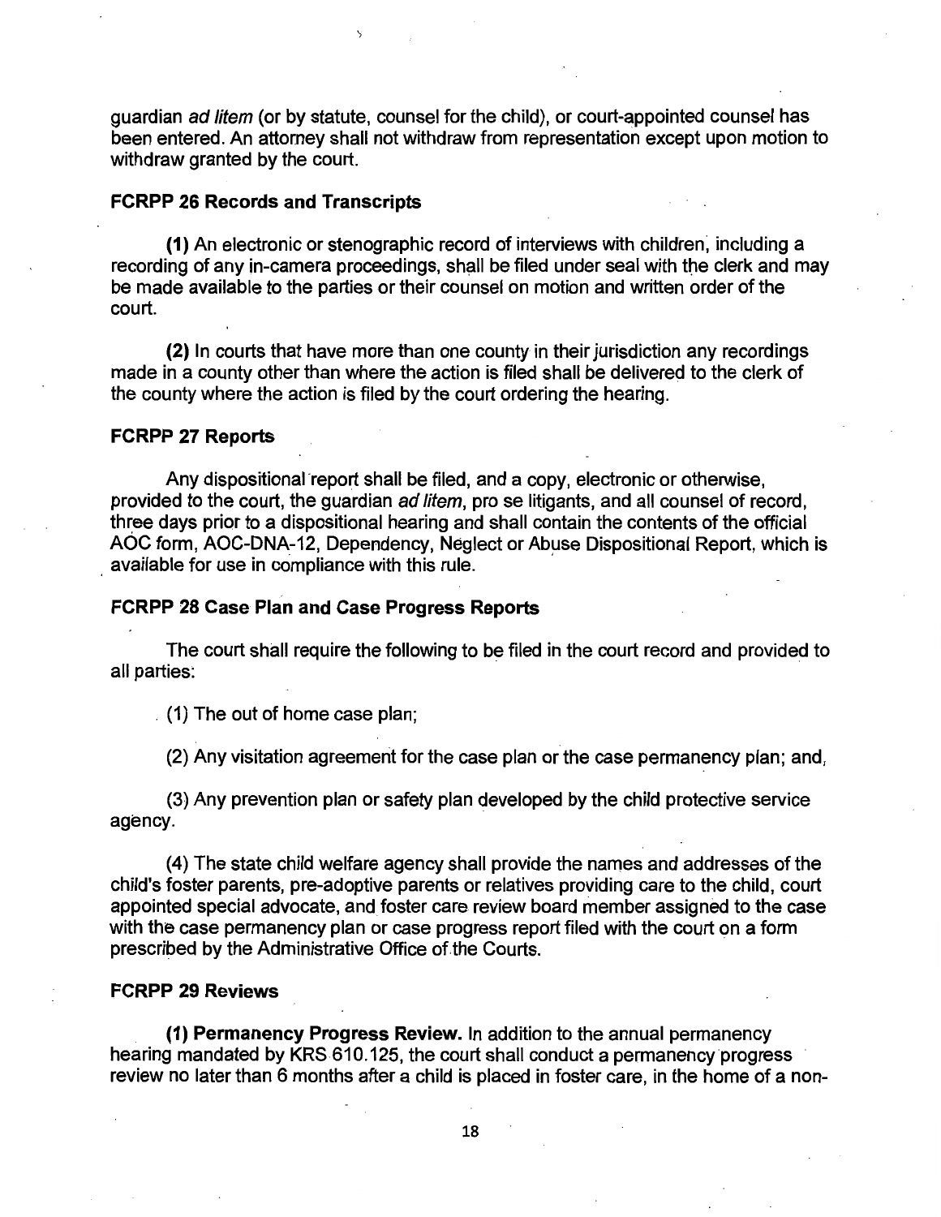guardian *ad litem* (or by statute, counsel for the child), or court-appointed counsel has been entered. An attorney shall not withdraw from representation except upon motion to withdraw granted by the court.

### FCRPP 26 Records and Transcripts

**(1)** An electronic or stenographic record of interviews with children, including a recording of any in-camera proceedings, shall be filed under seal with the clerk and may be made available to the parties or their counsel on motion and written order of the court.

**(2)** In courts that have more than one county in their jurisdiction any recordings made in a county other than where the action is filed shall be delivered to the clerk of the county where the action is filed by the court ordering the hearing.

### FCRPP 27 Reports

Any dispositional report shall be filed, and a copy, electronic or otherwise, provided to the court, the guardian *ad litem*, pro se litigants, and all counsel of record, three days prior to a dispositional hearing and shall contain the contents of the official AOC form, AOC-DNA-12, Dependency, Neglect or Abuse Dispositional Report, which is available for use in compliance with this rule.

### FCRPP 28 Case Plan and Case Progress Reports

The court shall require the following to be filed in the court record and provided to all parties:

(1) The out of home case plan;

(2) Any visitation agreement for the case plan or the case permanency plan; and,

(3) Any prevention plan or safety plan developed by the child protective service agency.

(4) The state child welfare agency shall provide the names and addresses of the child's foster parents, pre-adoptive parents or relatives providing care to the child, court appointed special advocate, and foster care review board member assigned to the case with the case permanency plan or case progress report filed with the court on a form prescribed by the Administrative Office of the Courts.

### FCRPP 29 Reviews

**(1) Permanency Progress Review.** In addition to the annual permanency hearing mandated by KRS 610.125, the court shall conduct a permanency progress review no later than 6 months after a child is placed in foster care, in the home of a non-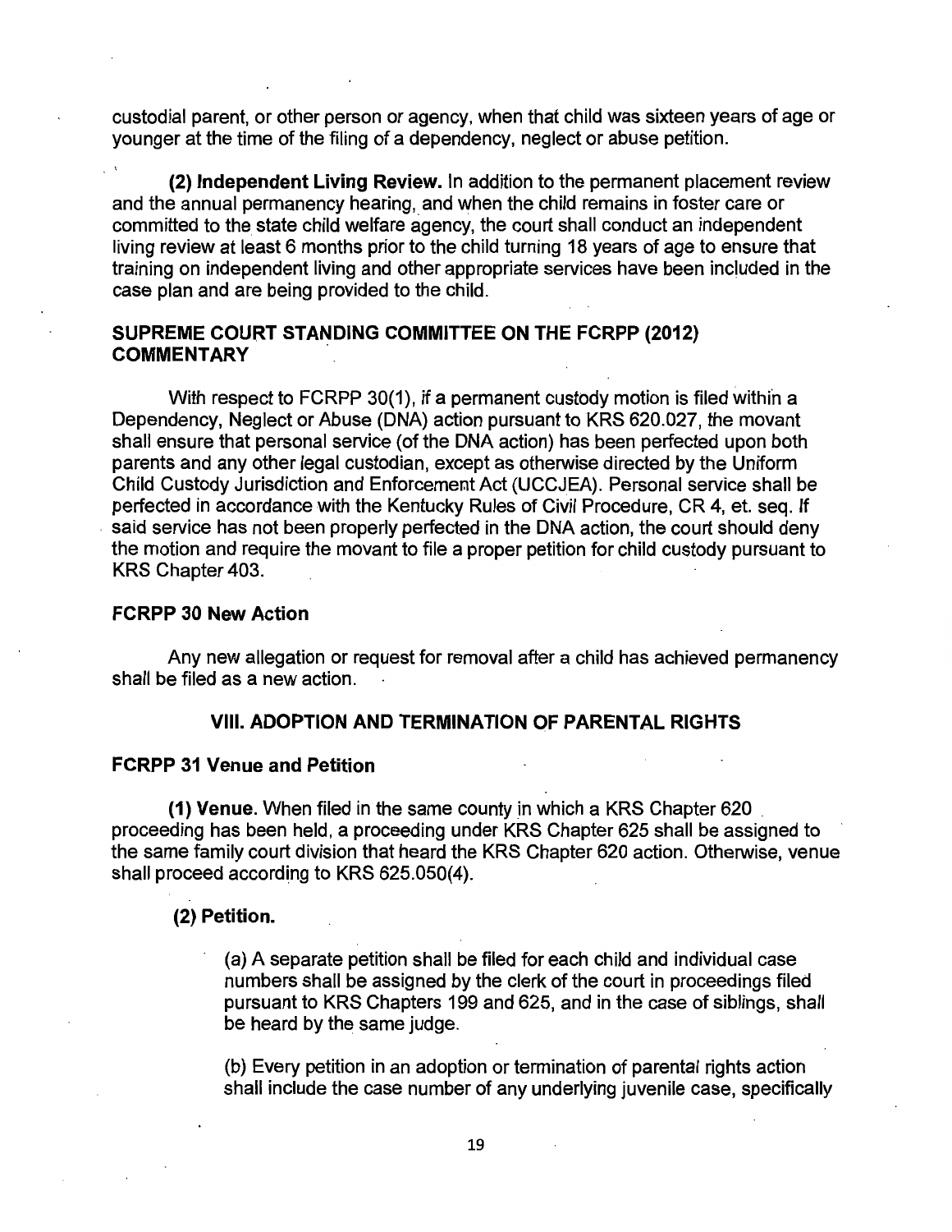custodial parent, or other person or agency, when that child was sixteen years of age or younger at the time of the filing of a dependency, neglect or abuse petition.

**(2) Independent Living Review.** In addition to the permanent placement review and the annual permanency hearing, and when the child remains in foster care or committed to the state child welfare agency, the court shall conduct an independent living review at least 6 months prior to the child turning 18 years of age to ensure that training on independent living and other appropriate services have been included in the case plan and are being provided to the child.

### SUPREME COURT STANDING COMMITTEE ON THE FCRPP (2012) COMMENTARY

With respect to FCRPP 30(1), if a permanent custody motion is filed within a Dependency, Neglect or Abuse (DNA) action pursuant to KRS 620.027, the movant shall ensure that personal service (of the DNA action) has been perfected upon both parents and any other legal custodian, except as otherwise directed by the Uniform Child Custody Jurisdiction and Enforcement Act (UCCJEA). Personal service shall be perfected in accordance with the Kentucky Rules of Civil Procedure, CR 4, et. seq. If said service has not been properly perfected in the DNA action, the court should deny the motion and require the movant to file a proper petition for child custody pursuant to KRS Chapter 403.

### FCRPP 30 New Action

Any new allegation or request for removal after a child has achieved permanency shall be filed as a new action.

## VIII. ADOPTION AND TERMINATION OF PARENTAL RIGHTS

### FCRPP 31 Venue and Petition

**(1) Venue.** When filed in the same county in which a KRS Chapter 620 proceeding has been held, a proceeding under KRS Chapter 625 shall be assigned to the same family court division that heard the KRS Chapter 620 action. Otherwise, venue shall proceed according to KRS 625.050(4).

**(2) Petition.**

(a) A separate petition shall be filed for each child and individual case numbers shall be assigned by the clerk of the court in proceedings filed pursuant to KRS Chapters 199 and 625, and in the case of siblings, shall be heard by the same judge.

(b) Every petition in an adoption or termination of parental rights action shall include the case number of any underlying juvenile case, specifically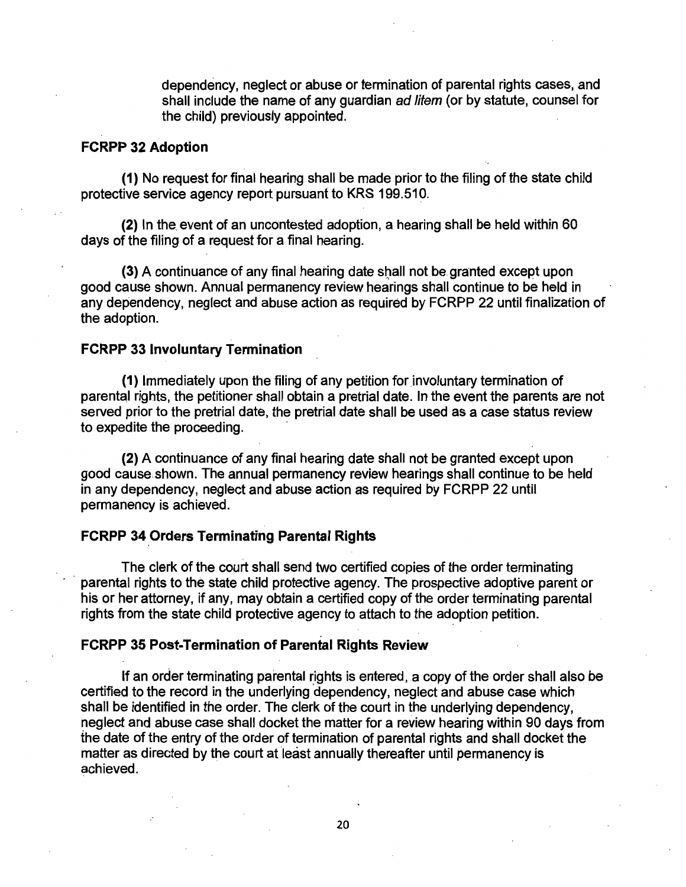dependency, neglect or abuse or termination of parental rights cases, and shall include the name of any guardian *ad litem* (or by statute, counsel for the child) previously appointed.

### FCRPP 32 Adoption

**(1)** No request for final hearing shall be made prior to the filing of the state child protective service agency report pursuant to KRS 199.510.

**(2)** In the event of an uncontested adoption, a hearing shall be held within 60 days of the filing of a request for a final hearing.

**(3)** A continuance of any final hearing date shall not be granted except upon good cause shown. Annual permanency review hearings shall continue to be held in any dependency, neglect and abuse action as required by FCRPP 22 until finalization of the adoption.

### FCRPP 33 Involuntary Termination

**(1)** Immediately upon the filing of any petition for involuntary termination of parental rights, the petitioner shall obtain a pretrial date. In the event the parents are not served prior to the pretrial date, the pretrial date shall be used as a case status review to expedite the proceeding.

**(2)** A continuance of any final hearing date shall not be granted except upon good cause shown. The annual permanency review hearings shall continue to be held in any dependency, neglect and abuse action as required by FCRPP 22 until permanency is achieved.

### FCRPP 34 Orders Terminating Parental Rights

The clerk of the court shall send two certified copies of the order terminating parental rights to the state child protective agency. The prospective adoptive parent or his or her attorney, if any, may obtain a certified copy of the order terminating parental rights from the state child protective agency to attach to the adoption petition.

### FCRPP 35 Post-Termination of Parental Rights Review

If an order terminating parental rights is entered, a copy of the order shall also be certified to the record in the underlying dependency, neglect and abuse case which shall be identified in the order. The clerk of the court in the underlying dependency, neglect and abuse case shall docket the matter for a review hearing within 90 days from the date of the entry of the order of termination of parental rights and shall docket the matter as directed by the court at least annually thereafter until permanency is achieved.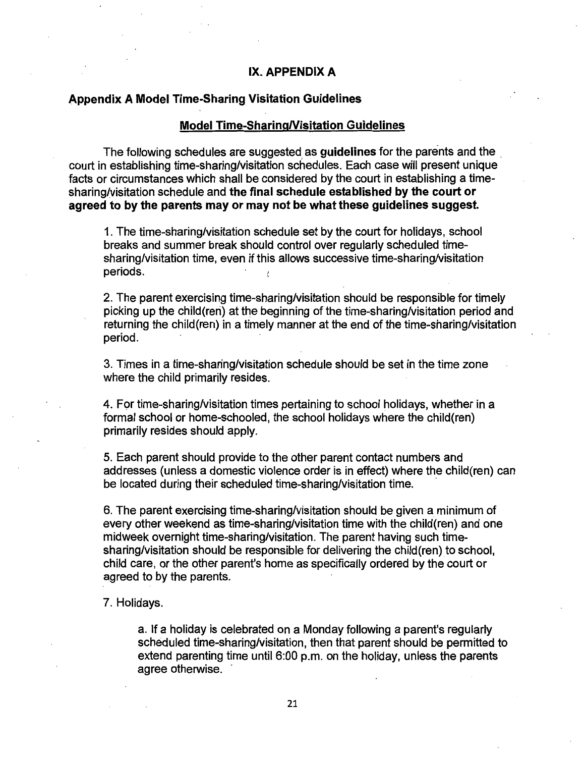# IX. APPENDIX A

## Appendix A Model Time-Sharing Visitation Guidelines

### Model Time-Sharing/Visitation Guidelines

The following schedules are suggested as **guidelines** for the parents and the court in establishing time-sharing/visitation schedules. Each case will present unique facts or circumstances which shall be considered by the court in establishing a time-sharing/visitation schedule and **the final schedule established by the court or agreed to by the parents may or may not be what these guidelines suggest.**

1. The time-sharing/visitation schedule set by the court for holidays, school breaks and summer break should control over regularly scheduled time-sharing/visitation time, even if this allows successive time-sharing/visitation periods.

2. The parent exercising time-sharing/visitation should be responsible for timely picking up the child(ren) at the beginning of the time-sharing/visitation period and returning the child(ren) in a timely manner at the end of the time-sharing/visitation period.

3. Times in a time-sharing/visitation schedule should be set in the time zone where the child primarily resides.

4. For time-sharing/visitation times pertaining to school holidays, whether in a formal school or home-schooled, the school holidays where the child(ren) primarily resides should apply.

5. Each parent should provide to the other parent contact numbers and addresses (unless a domestic violence order is in effect) where the child(ren) can be located during their scheduled time-sharing/visitation time.

6. The parent exercising time-sharing/visitation should be given a minimum of every other weekend as time-sharing/visitation time with the child(ren) and one midweek overnight time-sharing/visitation. The parent having such time-sharing/visitation should be responsible for delivering the child(ren) to school, child care, or the other parent's home as specifically ordered by the court or agreed to by the parents.

7. Holidays.

    a. If a holiday is celebrated on a Monday following a parent's regularly scheduled time-sharing/visitation, then that parent should be permitted to extend parenting time until 6:00 p.m. on the holiday, unless the parents agree otherwise.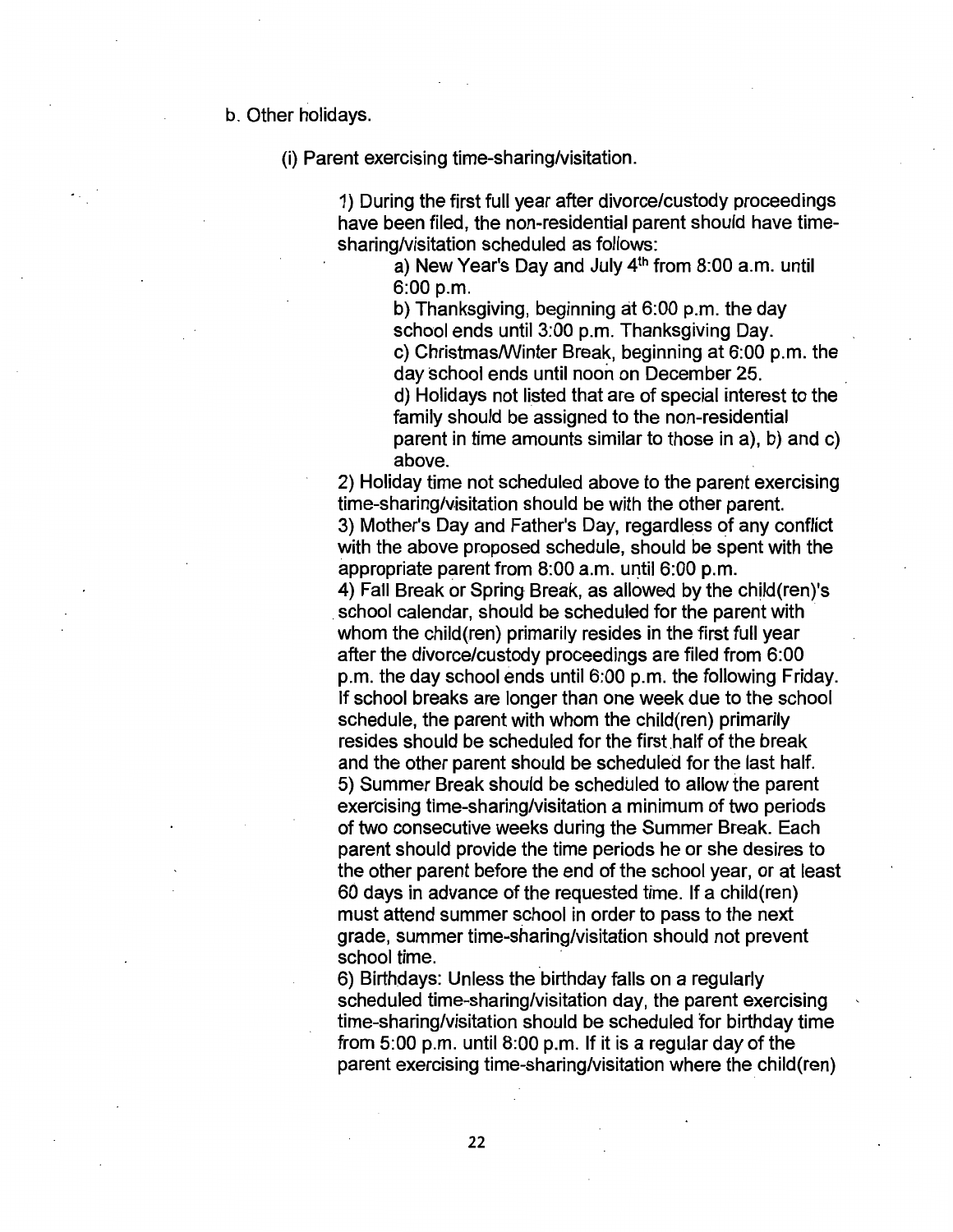b. Other holidays.

(i) Parent exercising time-sharing/visitation.

1) During the first full year after divorce/custody proceedings have been filed, the non-residential parent should have time-sharing/visitation scheduled as follows:

a) New Year's Day and July 4th from 8:00 a.m. until 6:00 p.m.

b) Thanksgiving, beginning at 6:00 p.m. the day school ends until 3:00 p.m. Thanksgiving Day.

c) Christmas/Winter Break, beginning at 6:00 p.m. the day school ends until noon on December 25.

d) Holidays not listed that are of special interest to the family should be assigned to the non-residential parent in time amounts similar to those in a), b) and c) above.

2) Holiday time not scheduled above to the parent exercising time-sharing/visitation should be with the other parent.

3) Mother's Day and Father's Day, regardless of any conflict with the above proposed schedule, should be spent with the appropriate parent from 8:00 a.m. until 6:00 p.m.

4) Fall Break or Spring Break, as allowed by the child(ren)'s school calendar, should be scheduled for the parent with whom the child(ren) primarily resides in the first full year after the divorce/custody proceedings are filed from 6:00 p.m. the day school ends until 6:00 p.m. the following Friday. If school breaks are longer than one week due to the school schedule, the parent with whom the child(ren) primarily resides should be scheduled for the first half of the break and the other parent should be scheduled for the last half.

5) Summer Break should be scheduled to allow the parent exercising time-sharing/visitation a minimum of two periods of two consecutive weeks during the Summer Break. Each parent should provide the time periods he or she desires to the other parent before the end of the school year, or at least 60 days in advance of the requested time. If a child(ren) must attend summer school in order to pass to the next grade, summer time-sharing/visitation should not prevent school time.

6) Birthdays: Unless the birthday falls on a regularly scheduled time-sharing/visitation day, the parent exercising time-sharing/visitation should be scheduled for birthday time from 5:00 p.m. until 8:00 p.m. If it is a regular day of the parent exercising time-sharing/visitation where the child(ren)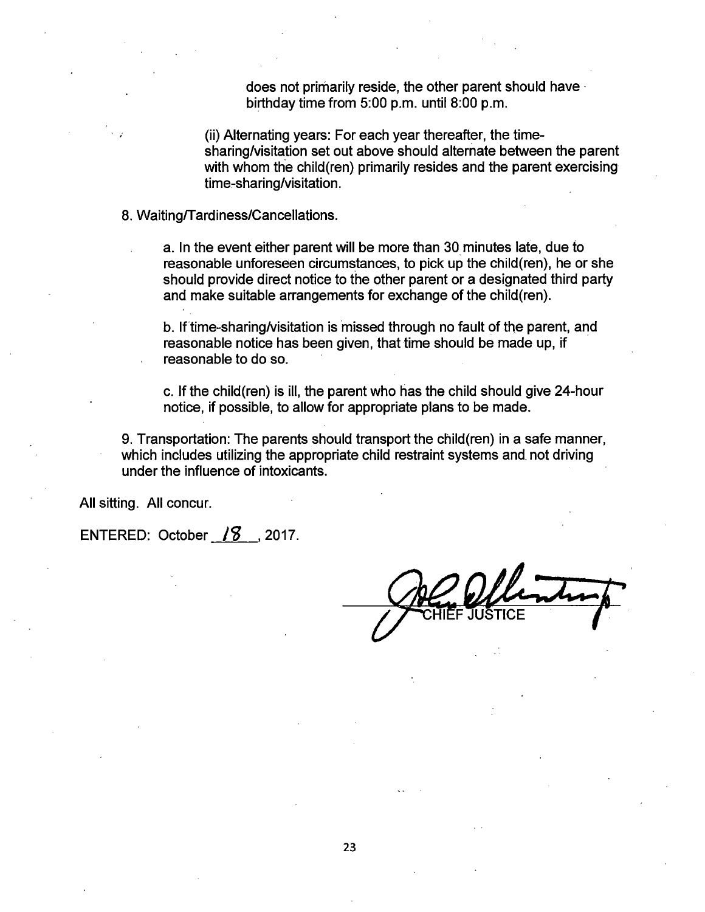does not primarily reside, the other parent should have birthday time from 5:00 p.m. until 8:00 p.m.

(ii) Alternating years: For each year thereafter, the time-sharing/visitation set out above should alternate between the parent with whom the child(ren) primarily resides and the parent exercising time-sharing/visitation.

8. Waiting/Tardiness/Cancellations.

a. In the event either parent will be more than 30 minutes late, due to reasonable unforeseen circumstances, to pick up the child(ren), he or she should provide direct notice to the other parent or a designated third party and make suitable arrangements for exchange of the child(ren).

b. If time-sharing/visitation is missed through no fault of the parent, and reasonable notice has been given, that time should be made up, if reasonable to do so.

c. If the child(ren) is ill, the parent who has the child should give 24-hour notice, if possible, to allow for appropriate plans to be made.

9. Transportation: The parents should transport the child(ren) in a safe manner, which includes utilizing the appropriate child restraint systems and not driving under the influence of intoxicants.

All sitting. All concur.

ENTERED: October 18, 2017.

CHIEF JUSTICE